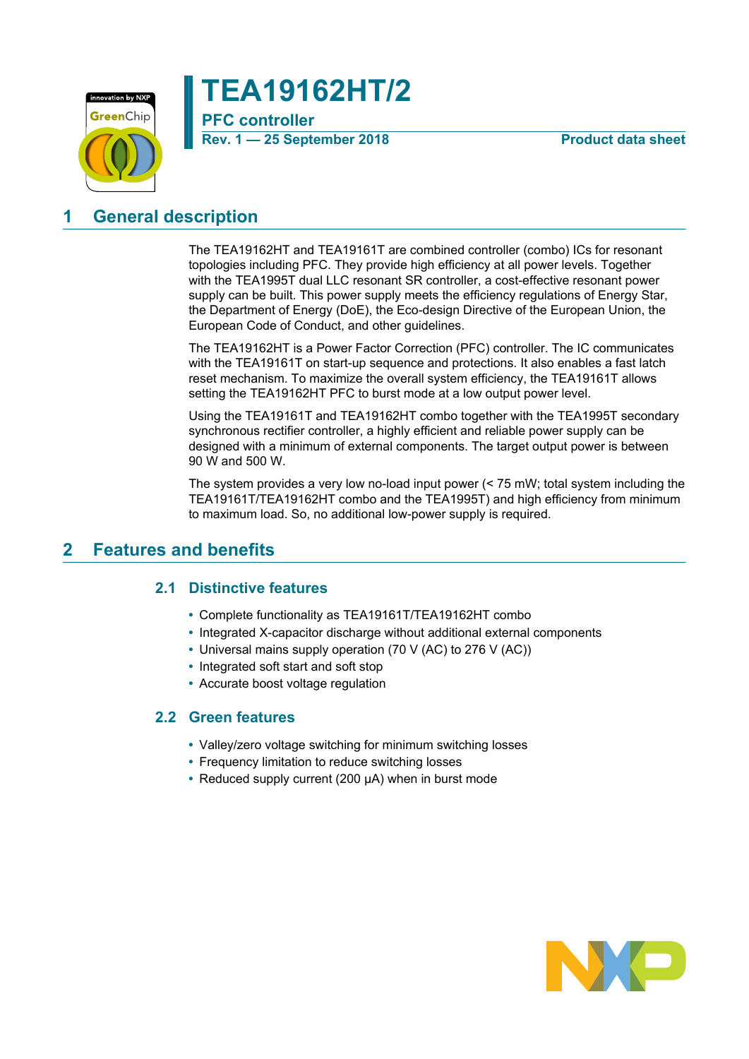# TEA19162HT/2

**PFC controller**

**Rev. 1 — 25 September 2018** **Product data sheet**

## 1 General description

The TEA19162HT and TEA19161T are combined controller (combo) ICs for resonant topologies including PFC. They provide high efficiency at all power levels. Together with the TEA1995T dual LLC resonant SR controller, a cost-effective resonant power supply can be built. This power supply meets the efficiency regulations of Energy Star, the Department of Energy (DoE), the Eco-design Directive of the European Union, the European Code of Conduct, and other guidelines.

The TEA19162HT is a Power Factor Correction (PFC) controller. The IC communicates with the TEA19161T on start-up sequence and protections. It also enables a fast latch reset mechanism. To maximize the overall system efficiency, the TEA19161T allows setting the TEA19162HT PFC to burst mode at a low output power level.

Using the TEA19161T and TEA19162HT combo together with the TEA1995T secondary synchronous rectifier controller, a highly efficient and reliable power supply can be designed with a minimum of external components. The target output power is between 90 W and 500 W.

The system provides a very low no-load input power (< 75 mW; total system including the TEA19161T/TEA19162HT combo and the TEA1995T) and high efficiency from minimum to maximum load. So, no additional low-power supply is required.

## 2 Features and benefits

### 2.1 Distinctive features

- Complete functionality as TEA19161T/TEA19162HT combo
- Integrated X-capacitor discharge without additional external components
- Universal mains supply operation (70 V (AC) to 276 V (AC))
- Integrated soft start and soft stop
- Accurate boost voltage regulation

### 2.2 Green features

- Valley/zero voltage switching for minimum switching losses
- Frequency limitation to reduce switching losses
- Reduced supply current (200 μA) when in burst mode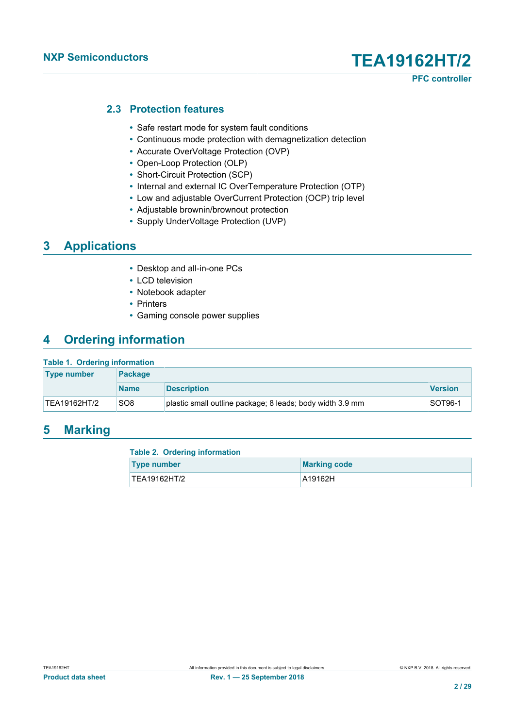### 2.3 Protection features

- Safe restart mode for system fault conditions
- Continuous mode protection with demagnetization detection
- Accurate OverVoltage Protection (OVP)
- Open-Loop Protection (OLP)
- Short-Circuit Protection (SCP)
- Internal and external IC OverTemperature Protection (OTP)
- Low and adjustable OverCurrent Protection (OCP) trip level
- Adjustable brownin/brownout protection
- Supply UnderVoltage Protection (UVP)

## 3 Applications

- Desktop and all-in-one PCs
- LCD television
- Notebook adapter
- Printers
- Gaming console power supplies

## 4 Ordering information

**Table 1. Ordering information**

| Type number | Package | | |
|---|---|---|---|
| | Name | Description | Version |
| TEA19162HT/2 | SO8 | plastic small outline package; 8 leads; body width 3.9 mm | SOT96-1 |

## 5 Marking

**Table 2. Ordering information**

| Type number | Marking code |
|---|---|
| TEA19162HT/2 | A19162H |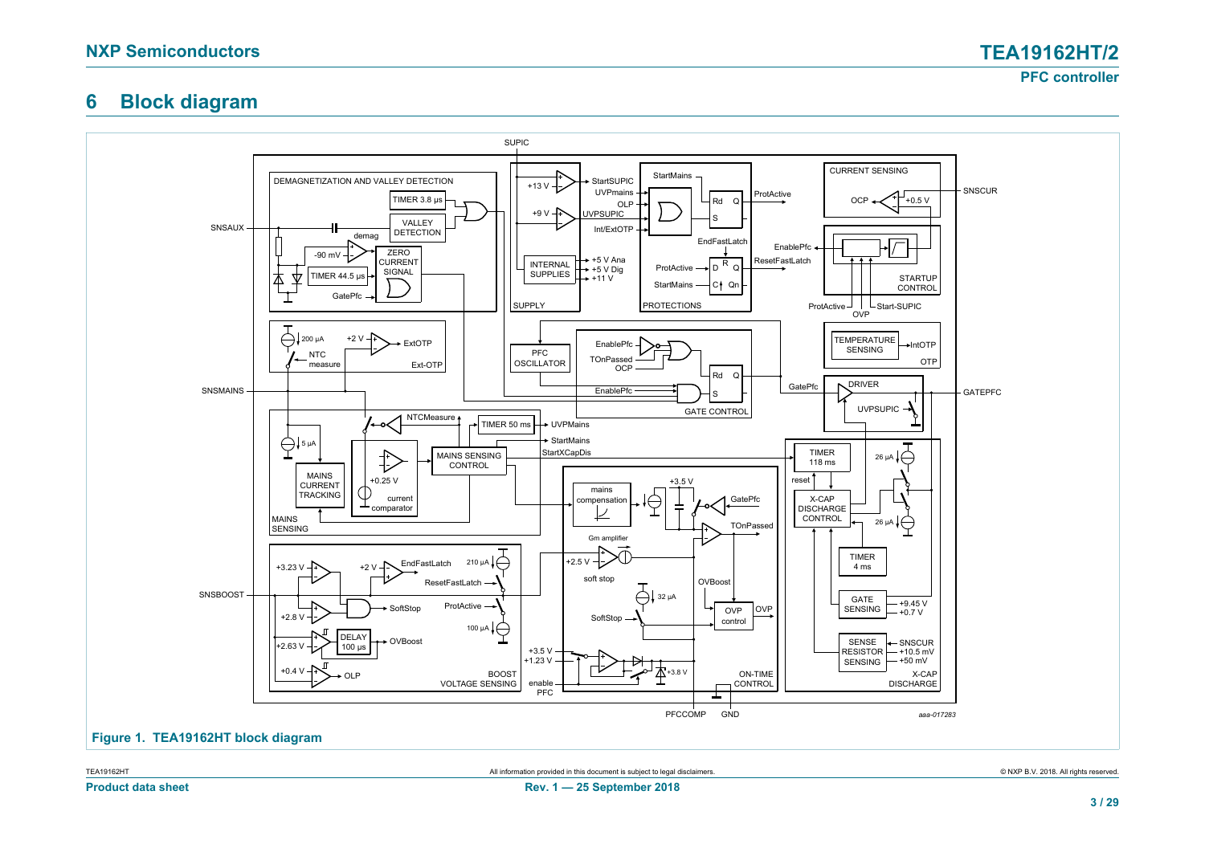## 6 Block diagram

Figure 1. TEA19162HT block diagram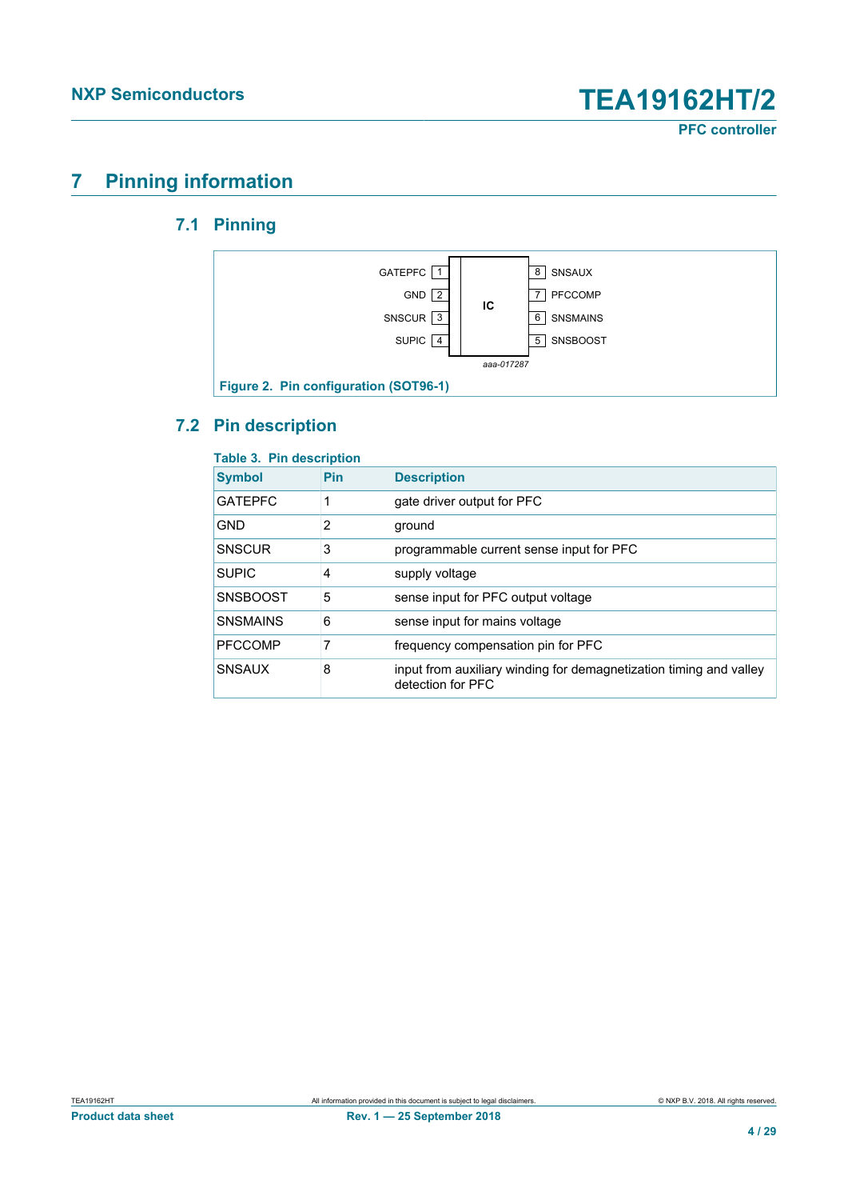# 7 Pinning information

## 7.1 Pinning

| | Pin | | Pin | |
|---|---|---|---|---|
| GATEPFC | 1 | IC | 8 | SNSAUX |
| GND | 2 | | 7 | PFCCOMP |
| SNSCUR | 3 | | 6 | SNSMAINS |
| SUPIC | 4 | | 5 | SNSBOOST |

aaa-017287

**Figure 2. Pin configuration (SOT96-1)**

## 7.2 Pin description

**Table 3. Pin description**

| Symbol | Pin | Description |
|---|---|---|
| GATEPFC | 1 | gate driver output for PFC |
| GND | 2 | ground |
| SNSCUR | 3 | programmable current sense input for PFC |
| SUPIC | 4 | supply voltage |
| SNSBOOST | 5 | sense input for PFC output voltage |
| SNSMAINS | 6 | sense input for mains voltage |
| PFCCOMP | 7 | frequency compensation pin for PFC |
| SNSAUX | 8 | input from auxiliary winding for demagnetization timing and valley detection for PFC |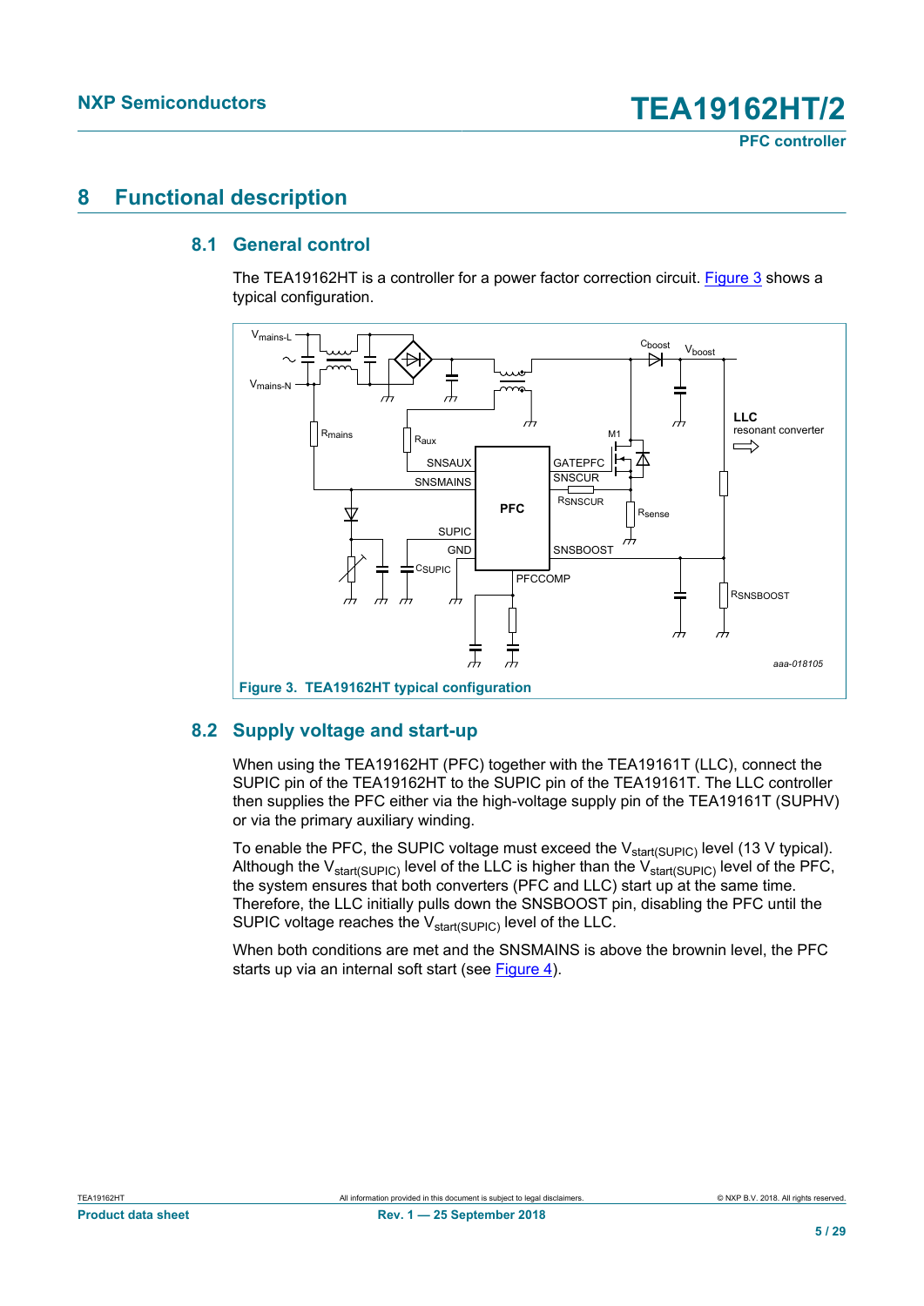# 8 Functional description

## 8.1 General control

The TEA19162HT is a controller for a power factor correction circuit. Figure 3 shows a typical configuration.

Figure 3. TEA19162HT typical configuration

## 8.2 Supply voltage and start-up

When using the TEA19162HT (PFC) together with the TEA19161T (LLC), connect the SUPIC pin of the TEA19162HT to the SUPIC pin of the TEA19161T. The LLC controller then supplies the PFC either via the high-voltage supply pin of the TEA19161T (SUPHV) or via the primary auxiliary winding.

To enable the PFC, the SUPIC voltage must exceed the $V_{start(SUPIC)}$ level (13 V typical). Although the $V_{start(SUPIC)}$ level of the LLC is higher than the $V_{start(SUPIC)}$ level of the PFC, the system ensures that both converters (PFC and LLC) start up at the same time. Therefore, the LLC initially pulls down the SNSBOOST pin, disabling the PFC until the SUPIC voltage reaches the $V_{start(SUPIC)}$ level of the LLC.

When both conditions are met and the SNSMAINS is above the brownin level, the PFC starts up via an internal soft start (see Figure 4).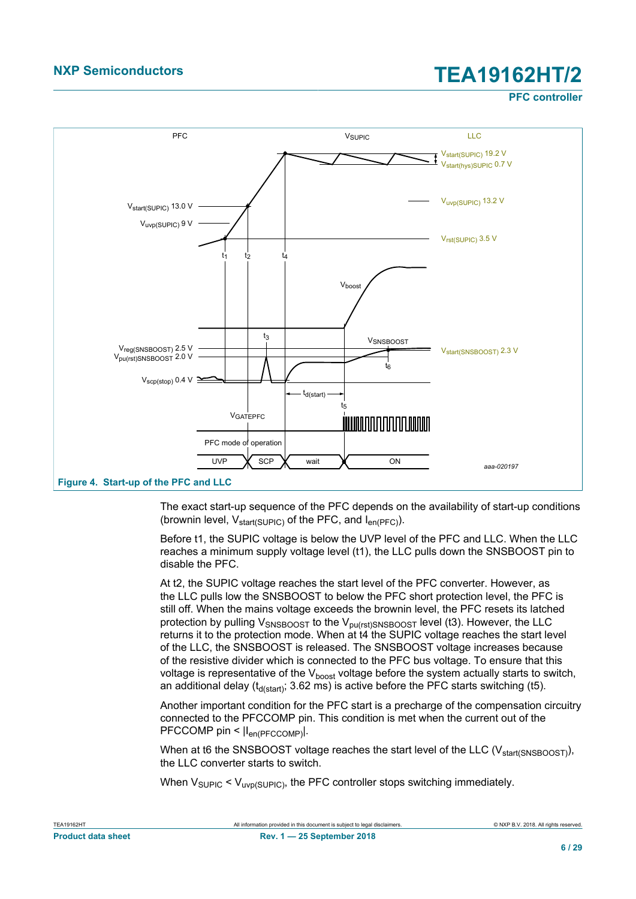Figure 4. Start-up of the PFC and LLC

The exact start-up sequence of the PFC depends on the availability of start-up conditions (brownin level, $V_{start(SUPIC)}$ of the PFC, and $I_{en(PFC)}$).

Before t1, the SUPIC voltage is below the UVP level of the PFC and LLC. When the LLC reaches a minimum supply voltage level (t1), the LLC pulls down the SNSBOOST pin to disable the PFC.

At t2, the SUPIC voltage reaches the start level of the PFC converter. However, as the LLC pulls low the SNSBOOST to below the PFC short protection level, the PFC is still off. When the mains voltage exceeds the brownin level, the PFC resets its latched protection by pulling $V_{SNSBOOST}$ to the $V_{pu(rst)SNSBOOST}$ level (t3). However, the LLC returns it to the protection mode. When at t4 the SUPIC voltage reaches the start level of the LLC, the SNSBOOST is released. The SNSBOOST voltage increases because of the resistive divider which is connected to the PFC bus voltage. To ensure that this voltage is representative of the $V_{boost}$ voltage before the system actually starts to switch, an additional delay ($t_{d(start)}$; 3.62 ms) is active before the PFC starts switching (t5).

Another important condition for the PFC start is a precharge of the compensation circuitry connected to the PFCCOMP pin. This condition is met when the current out of the PFCCOMP pin < $|I_{en(PFCCOMP)}|$.

When at t6 the SNSBOOST voltage reaches the start level of the LLC ($V_{start(SNSBOOST)}$), the LLC converter starts to switch.

When $V_{SUPIC} < V_{uvp(SUPIC)}$, the PFC controller stops switching immediately.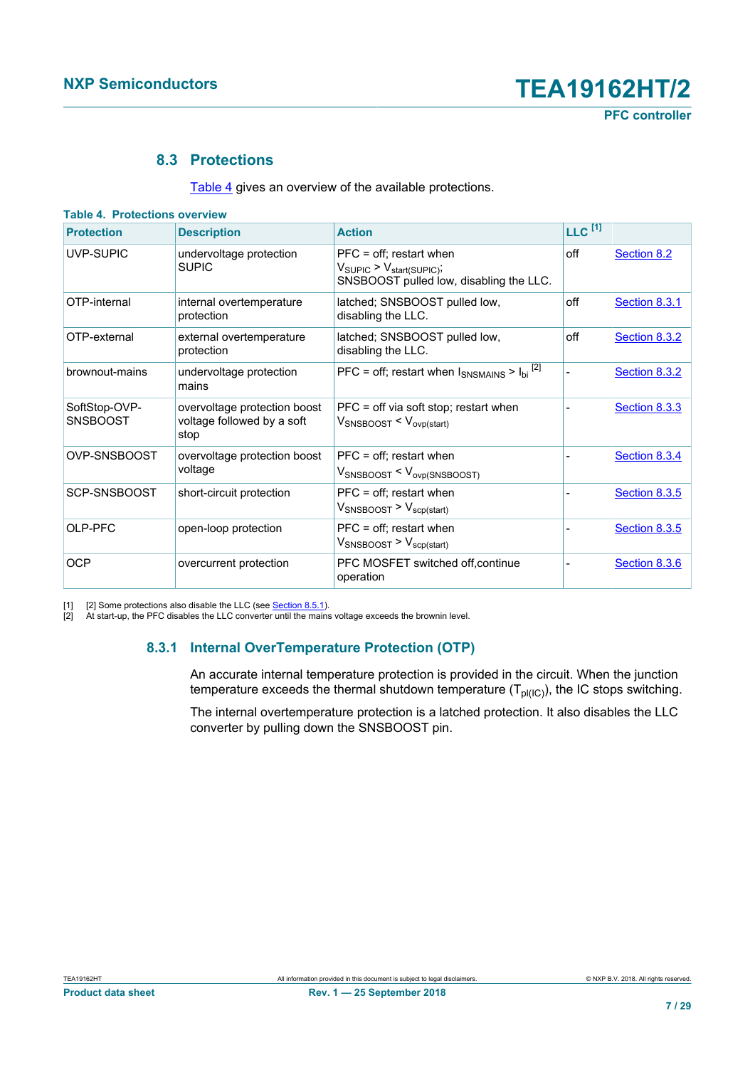## 8.3 Protections

Table 4 gives an overview of the available protections.

**Table 4. Protections overview**

| Protection | Description | Action | LLC [1] | |
|---|---|---|---|---|
| UVP-SUPIC | undervoltage protection SUPIC | PFC = off; restart when $V_{SUPIC} > V_{start(SUPIC)}$; SNSBOOST pulled low, disabling the LLC. | off | Section 8.2 |
| OTP-internal | internal overtemperature protection | latched; SNSBOOST pulled low, disabling the LLC. | off | Section 8.3.1 |
| OTP-external | external overtemperature protection | latched; SNSBOOST pulled low, disabling the LLC. | off | Section 8.3.2 |
| brownout-mains | undervoltage protection mains | PFC = off; restart when $I_{SNSMAINS} > I_{bi}$ [2] | - | Section 8.3.2 |
| SoftStop-OVP-SNSBOOST | overvoltage protection boost voltage followed by a soft stop | PFC = off via soft stop; restart when $V_{SNSBOOST} < V_{ovp(start)}$ | - | Section 8.3.3 |
| OVP-SNSBOOST | overvoltage protection boost voltage | PFC = off; restart when $V_{SNSBOOST} < V_{ovp(SNSBOOST)}$ | - | Section 8.3.4 |
| SCP-SNSBOOST | short-circuit protection | PFC = off; restart when $V_{SNSBOOST} > V_{scp(start)}$ | - | Section 8.3.5 |
| OLP-PFC | open-loop protection | PFC = off; restart when $V_{SNSBOOST} > V_{scp(start)}$ | - | Section 8.3.5 |
| OCP | overcurrent protection | PFC MOSFET switched off,continue operation | - | Section 8.3.6 |

[1] [2] Some protections also disable the LLC (see Section 8.5.1).
[2] At start-up, the PFC disables the LLC converter until the mains voltage exceeds the brownin level.

### 8.3.1 Internal OverTemperature Protection (OTP)

An accurate internal temperature protection is provided in the circuit. When the junction temperature exceeds the thermal shutdown temperature ($T_{pl(IC)}$), the IC stops switching.

The internal overtemperature protection is a latched protection. It also disables the LLC converter by pulling down the SNSBOOST pin.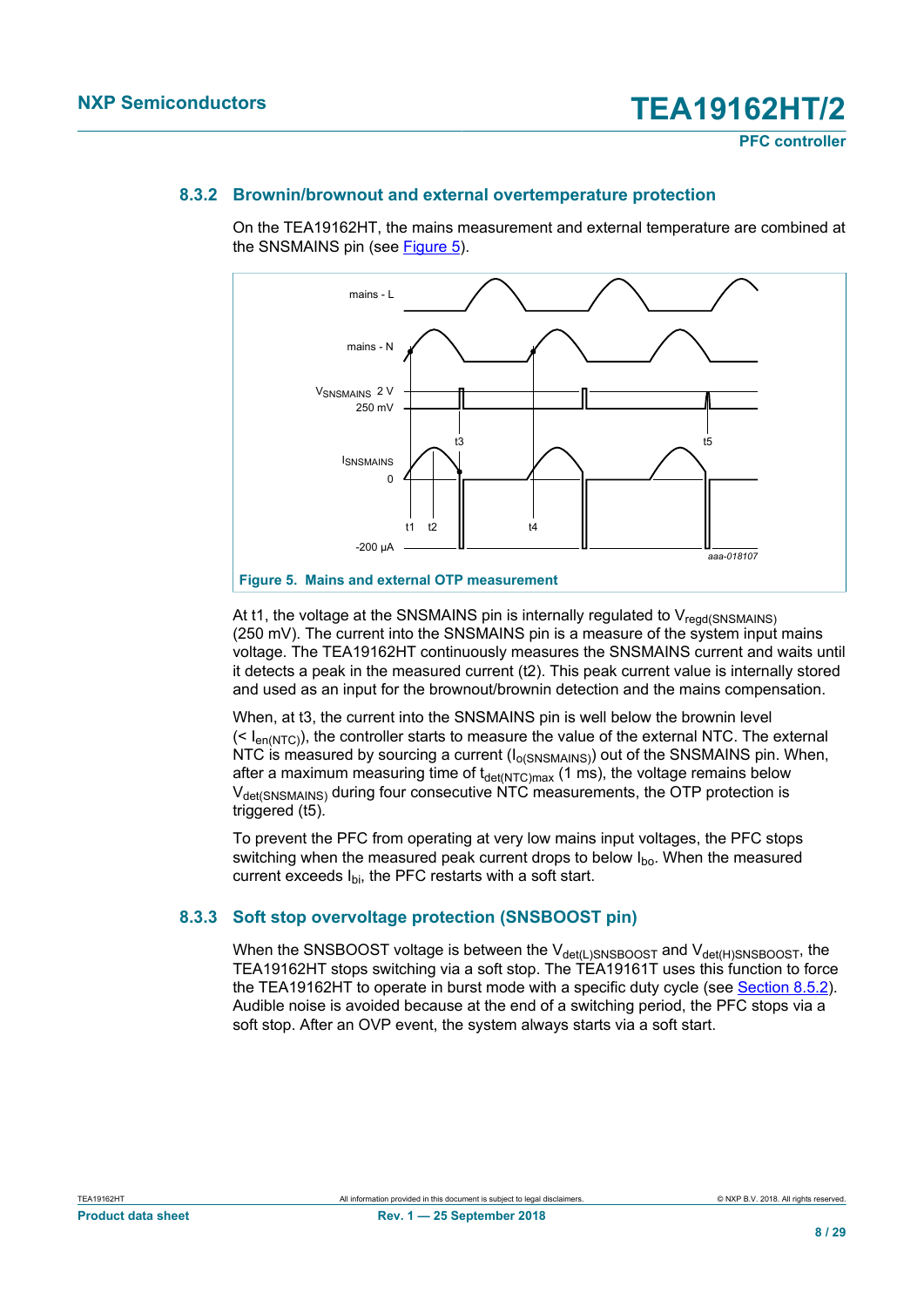### 8.3.2 Brownin/brownout and external overtemperature protection

On the TEA19162HT, the mains measurement and external temperature are combined at the SNSMAINS pin (see Figure 5).

**Figure 5. Mains and external OTP measurement**

At t1, the voltage at the SNSMAINS pin is internally regulated to $V_{regd(SNSMAINS)}$ (250 mV). The current into the SNSMAINS pin is a measure of the system input mains voltage. The TEA19162HT continuously measures the SNSMAINS current and waits until it detects a peak in the measured current (t2). This peak current value is internally stored and used as an input for the brownout/brownin detection and the mains compensation.

When, at t3, the current into the SNSMAINS pin is well below the brownin level (< $I_{en(NTC)}$), the controller starts to measure the value of the external NTC. The external NTC is measured by sourcing a current ($I_{o(SNSMAINS)}$) out of the SNSMAINS pin. When, after a maximum measuring time of $t_{det(NTC)max}$ (1 ms), the voltage remains below $V_{det(SNSMAINS)}$ during four consecutive NTC measurements, the OTP protection is triggered (t5).

To prevent the PFC from operating at very low mains input voltages, the PFC stops switching when the measured peak current drops to below $I_{bo}$. When the measured current exceeds $I_{bi}$, the PFC restarts with a soft start.

### 8.3.3 Soft stop overvoltage protection (SNSBOOST pin)

When the SNSBOOST voltage is between the $V_{det(L)SNSBOOST}$ and $V_{det(H)SNSBOOST}$, the TEA19162HT stops switching via a soft stop. The TEA19161T uses this function to force the TEA19162HT to operate in burst mode with a specific duty cycle (see Section 8.5.2). Audible noise is avoided because at the end of a switching period, the PFC stops via a soft stop. After an OVP event, the system always starts via a soft start.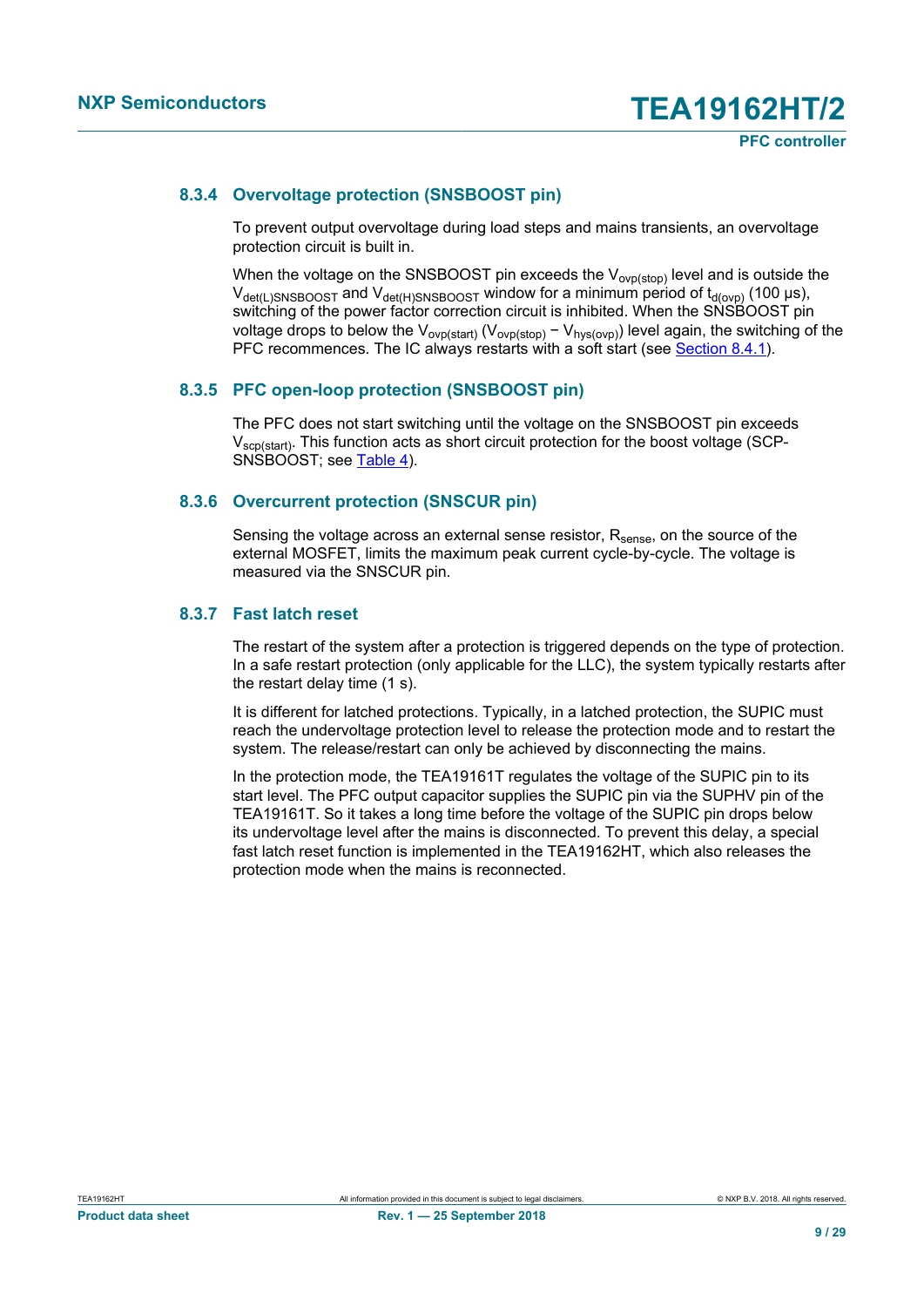### 8.3.4 Overvoltage protection (SNSBOOST pin)

To prevent output overvoltage during load steps and mains transients, an overvoltage protection circuit is built in.

When the voltage on the SNSBOOST pin exceeds the $V_{ovp(stop)}$ level and is outside the $V_{det(L)SNSBOOST}$ and $V_{det(H)SNSBOOST}$ window for a minimum period of $t_{d(ovp)}$ (100 μs), switching of the power factor correction circuit is inhibited. When the SNSBOOST pin voltage drops to below the $V_{ovp(start)}$ ($V_{ovp(stop)} - V_{hys(ovp)}$) level again, the switching of the PFC recommences. The IC always restarts with a soft start (see Section 8.4.1).

### 8.3.5 PFC open-loop protection (SNSBOOST pin)

The PFC does not start switching until the voltage on the SNSBOOST pin exceeds $V_{scp(start)}$. This function acts as short circuit protection for the boost voltage (SCP-SNSBOOST; see Table 4).

### 8.3.6 Overcurrent protection (SNSCUR pin)

Sensing the voltage across an external sense resistor, $R_{sense}$, on the source of the external MOSFET, limits the maximum peak current cycle-by-cycle. The voltage is measured via the SNSCUR pin.

### 8.3.7 Fast latch reset

The restart of the system after a protection is triggered depends on the type of protection. In a safe restart protection (only applicable for the LLC), the system typically restarts after the restart delay time (1 s).

It is different for latched protections. Typically, in a latched protection, the SUPIC must reach the undervoltage protection level to release the protection mode and to restart the system. The release/restart can only be achieved by disconnecting the mains.

In the protection mode, the TEA19161T regulates the voltage of the SUPIC pin to its start level. The PFC output capacitor supplies the SUPIC pin via the SUPHV pin of the TEA19161T. So it takes a long time before the voltage of the SUPIC pin drops below its undervoltage level after the mains is disconnected. To prevent this delay, a special fast latch reset function is implemented in the TEA19162HT, which also releases the protection mode when the mains is reconnected.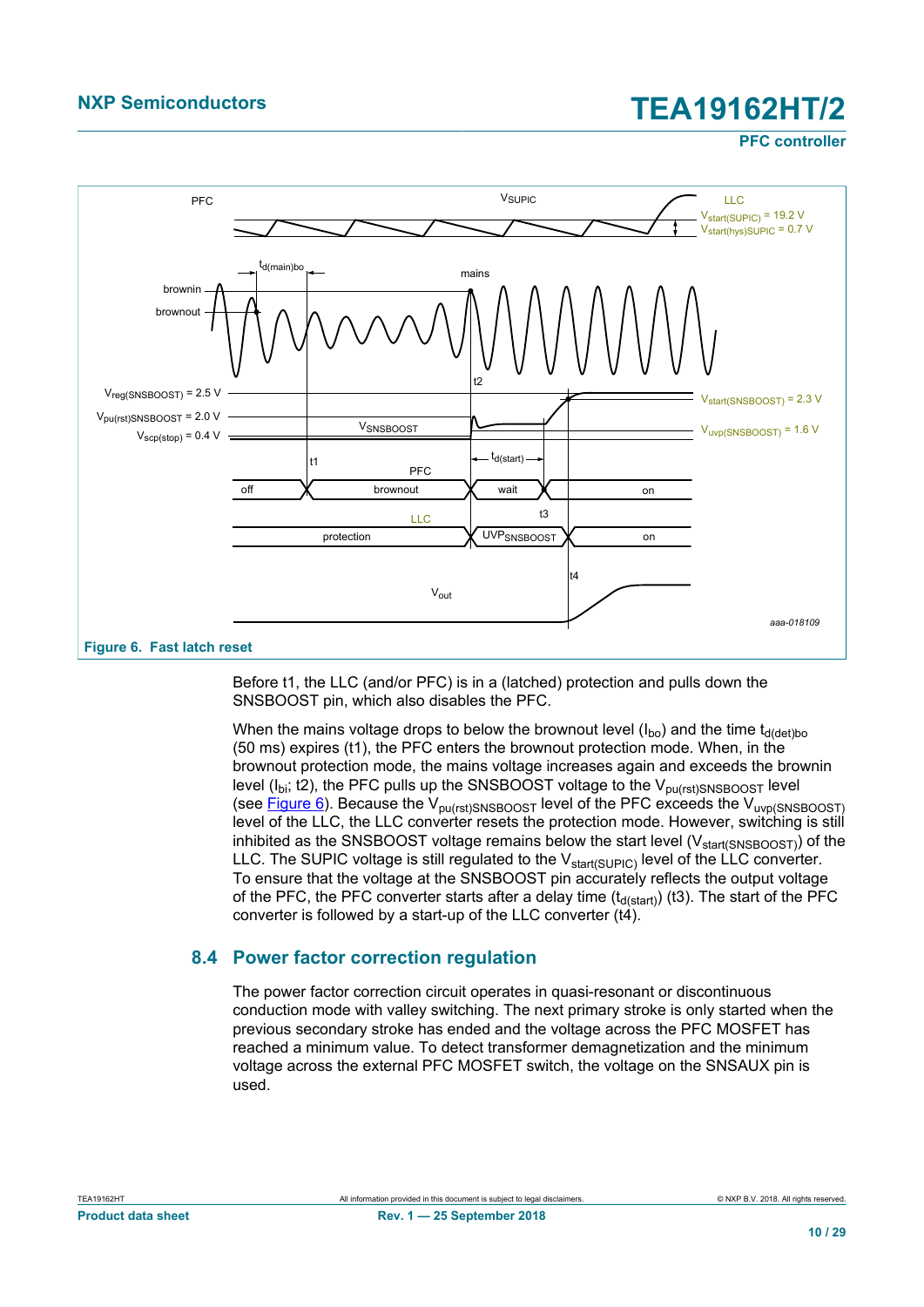**Figure 6. Fast latch reset**

Before t1, the LLC (and/or PFC) is in a (latched) protection and pulls down the SNSBOOST pin, which also disables the PFC.

When the mains voltage drops to below the brownout level ($I_{bo}$) and the time $t_{d(det)bo}$ (50 ms) expires (t1), the PFC enters the brownout protection mode. When, in the brownout protection mode, the mains voltage increases again and exceeds the brownin level ($I_{bi}$; t2), the PFC pulls up the SNSBOOST voltage to the $V_{pu(rst)SNSBOOST}$ level (see Figure 6). Because the $V_{pu(rst)SNSBOOST}$ level of the PFC exceeds the $V_{uvp(SNSBOOST)}$ level of the LLC, the LLC converter resets the protection mode. However, switching is still inhibited as the SNSBOOST voltage remains below the start level ($V_{start(SNSBOOST)}$) of the LLC. The SUPIC voltage is still regulated to the $V_{start(SUPIC)}$ level of the LLC converter. To ensure that the voltage at the SNSBOOST pin accurately reflects the output voltage of the PFC, the PFC converter starts after a delay time ($t_{d(start)}$) (t3). The start of the PFC converter is followed by a start-up of the LLC converter (t4).

## 8.4 Power factor correction regulation

The power factor correction circuit operates in quasi-resonant or discontinuous conduction mode with valley switching. The next primary stroke is only started when the previous secondary stroke has ended and the voltage across the PFC MOSFET has reached a minimum value. To detect transformer demagnetization and the minimum voltage across the external PFC MOSFET switch, the voltage on the SNSAUX pin is used.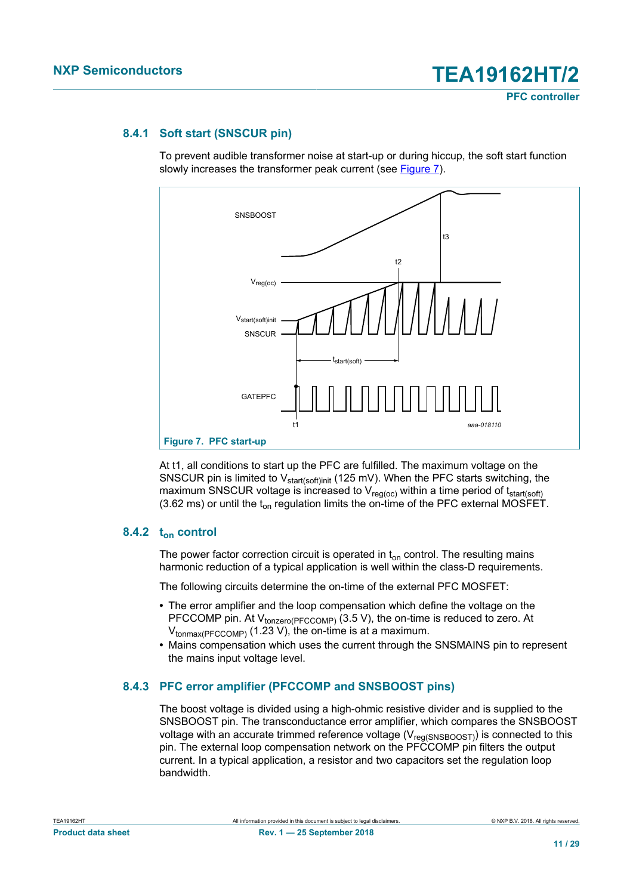### 8.4.1 Soft start (SNSCUR pin)

To prevent audible transformer noise at start-up or during hiccup, the soft start function slowly increases the transformer peak current (see Figure 7).

Figure 7. PFC start-up

At t1, all conditions to start up the PFC are fulfilled. The maximum voltage on the SNSCUR pin is limited to $V_{start(soft)init}$ (125 mV). When the PFC starts switching, the maximum SNSCUR voltage is increased to $V_{reg(oc)}$ within a time period of $t_{start(soft)}$ (3.62 ms) or until the $t_{on}$ regulation limits the on-time of the PFC external MOSFET.

### 8.4.2 $t_{on}$ control

The power factor correction circuit is operated in $t_{on}$ control. The resulting mains harmonic reduction of a typical application is well within the class-D requirements.

The following circuits determine the on-time of the external PFC MOSFET:

- The error amplifier and the loop compensation which define the voltage on the PFCCOMP pin. At $V_{tonzero(PFCCOMP)}$ (3.5 V), the on-time is reduced to zero. At $V_{tonmax(PFCCOMP)}$ (1.23 V), the on-time is at a maximum.
- Mains compensation which uses the current through the SNSMAINS pin to represent the mains input voltage level.

### 8.4.3 PFC error amplifier (PFCCOMP and SNSBOOST pins)

The boost voltage is divided using a high-ohmic resistive divider and is supplied to the SNSBOOST pin. The transconductance error amplifier, which compares the SNSBOOST voltage with an accurate trimmed reference voltage ($V_{reg(SNSBOOST)}$) is connected to this pin. The external loop compensation network on the PFCCOMP pin filters the output current. In a typical application, a resistor and two capacitors set the regulation loop bandwidth.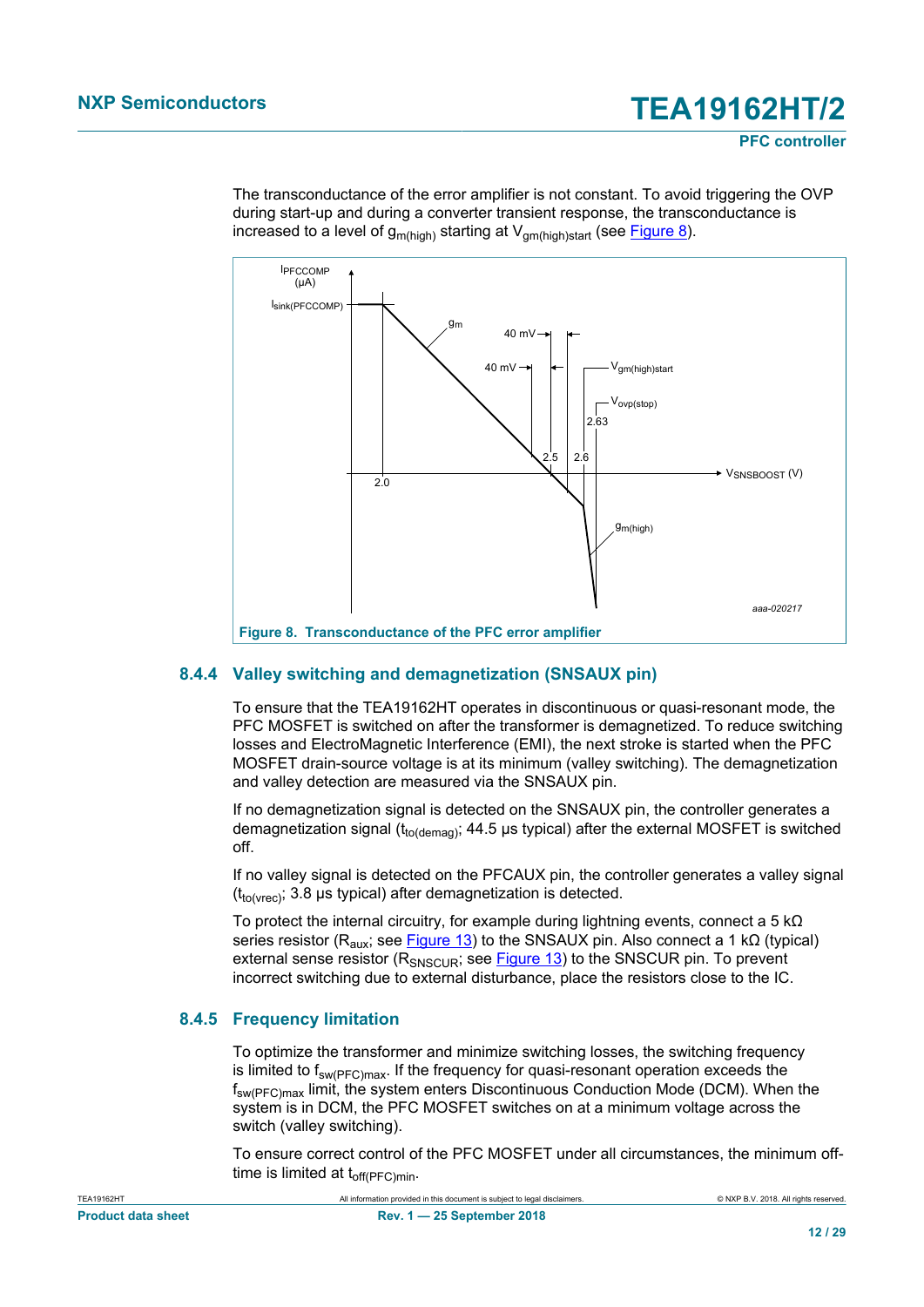The transconductance of the error amplifier is not constant. To avoid triggering the OVP during start-up and during a converter transient response, the transconductance is increased to a level of $g_{m(high)}$ starting at $V_{gm(high)start}$ (see Figure 8).

**Figure 8. Transconductance of the PFC error amplifier**

### 8.4.4 Valley switching and demagnetization (SNSAUX pin)

To ensure that the TEA19162HT operates in discontinuous or quasi-resonant mode, the PFC MOSFET is switched on after the transformer is demagnetized. To reduce switching losses and ElectroMagnetic Interference (EMI), the next stroke is started when the PFC MOSFET drain-source voltage is at its minimum (valley switching). The demagnetization and valley detection are measured via the SNSAUX pin.

If no demagnetization signal is detected on the SNSAUX pin, the controller generates a demagnetization signal ($t_{to(demag)}$; 44.5 μs typical) after the external MOSFET is switched off.

If no valley signal is detected on the PFCAUX pin, the controller generates a valley signal ($t_{to(vrec)}$; 3.8 μs typical) after demagnetization is detected.

To protect the internal circuitry, for example during lightning events, connect a 5 kΩ series resistor ($R_{aux}$; see Figure 13) to the SNSAUX pin. Also connect a 1 kΩ (typical) external sense resistor ($R_{SNSCUR}$; see Figure 13) to the SNSCUR pin. To prevent incorrect switching due to external disturbance, place the resistors close to the IC.

### 8.4.5 Frequency limitation

To optimize the transformer and minimize switching losses, the switching frequency is limited to $f_{sw(PFC)max}$. If the frequency for quasi-resonant operation exceeds the $f_{sw(PFC)max}$ limit, the system enters Discontinuous Conduction Mode (DCM). When the system is in DCM, the PFC MOSFET switches on at a minimum voltage across the switch (valley switching).

To ensure correct control of the PFC MOSFET under all circumstances, the minimum off-time is limited at $t_{off(PFC)min}$.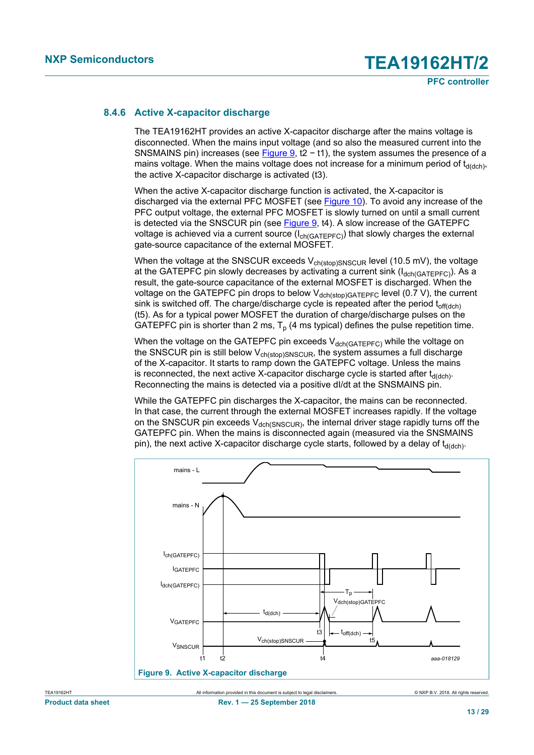### 8.4.6 Active X-capacitor discharge

The TEA19162HT provides an active X-capacitor discharge after the mains voltage is disconnected. When the mains input voltage (and so also the measured current into the SNSMAINS pin) increases (see Figure 9, t2 − t1), the system assumes the presence of a mains voltage. When the mains voltage does not increase for a minimum period of $t_{d(dch)}$, the active X-capacitor discharge is activated (t3).

When the active X-capacitor discharge function is activated, the X-capacitor is discharged via the external PFC MOSFET (see Figure 10). To avoid any increase of the PFC output voltage, the external PFC MOSFET is slowly turned on until a small current is detected via the SNSCUR pin (see Figure 9, t4). A slow increase of the GATEPFC voltage is achieved via a current source ($I_{ch(GATEPFC)}$) that slowly charges the external gate-source capacitance of the external MOSFET.

When the voltage at the SNSCUR exceeds $V_{ch(stop)SNSCUR}$ level (10.5 mV), the voltage at the GATEPFC pin slowly decreases by activating a current sink ($I_{dch(GATEPFC)}$). As a result, the gate-source capacitance of the external MOSFET is discharged. When the voltage on the GATEPFC pin drops to below $V_{dch(stop)GATEPFC}$ level (0.7 V), the current sink is switched off. The charge/discharge cycle is repeated after the period $t_{off(dch)}$ (t5). As for a typical power MOSFET the duration of charge/discharge pulses on the GATEPFC pin is shorter than 2 ms, $T_p$ (4 ms typical) defines the pulse repetition time.

When the voltage on the GATEPFC pin exceeds $V_{dch(GATEPFC)}$ while the voltage on the SNSCUR pin is still below $V_{ch(stop)SNSCUR}$, the system assumes a full discharge of the X-capacitor. It starts to ramp down the GATEPFC voltage. Unless the mains is reconnected, the next active X-capacitor discharge cycle is started after $t_{d(dch)}$. Reconnecting the mains is detected via a positive dI/dt at the SNSMAINS pin.

While the GATEPFC pin discharges the X-capacitor, the mains can be reconnected. In that case, the current through the external MOSFET increases rapidly. If the voltage on the SNSCUR pin exceeds $V_{dch(SNSCUR)}$, the internal driver stage rapidly turns off the GATEPFC pin. When the mains is disconnected again (measured via the SNSMAINS pin), the next active X-capacitor discharge cycle starts, followed by a delay of $t_{d(dch)}$.

**Figure 9. Active X-capacitor discharge**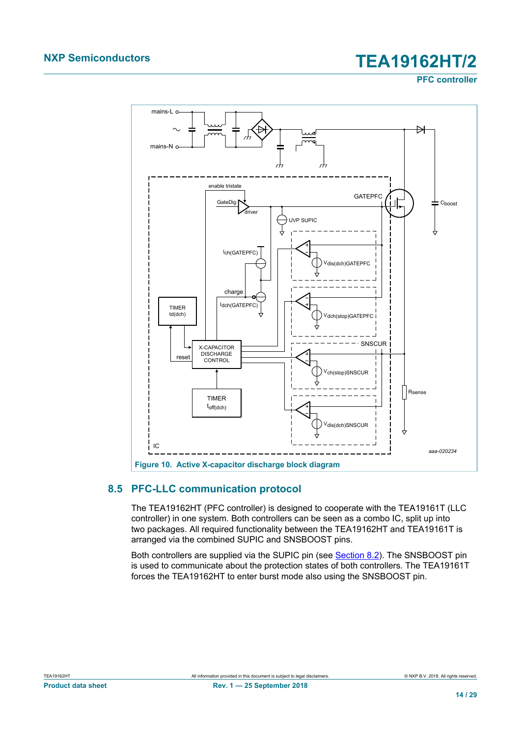Figure 10. Active X-capacitor discharge block diagram

## 8.5 PFC-LLC communication protocol

The TEA19162HT (PFC controller) is designed to cooperate with the TEA19161T (LLC controller) in one system. Both controllers can be seen as a combo IC, split up into two packages. All required functionality between the TEA19162HT and TEA19161T is arranged via the combined SUPIC and SNSBOOST pins.

Both controllers are supplied via the SUPIC pin (see Section 8.2). The SNSBOOST pin is used to communicate about the protection states of both controllers. The TEA19161T forces the TEA19162HT to enter burst mode also using the SNSBOOST pin.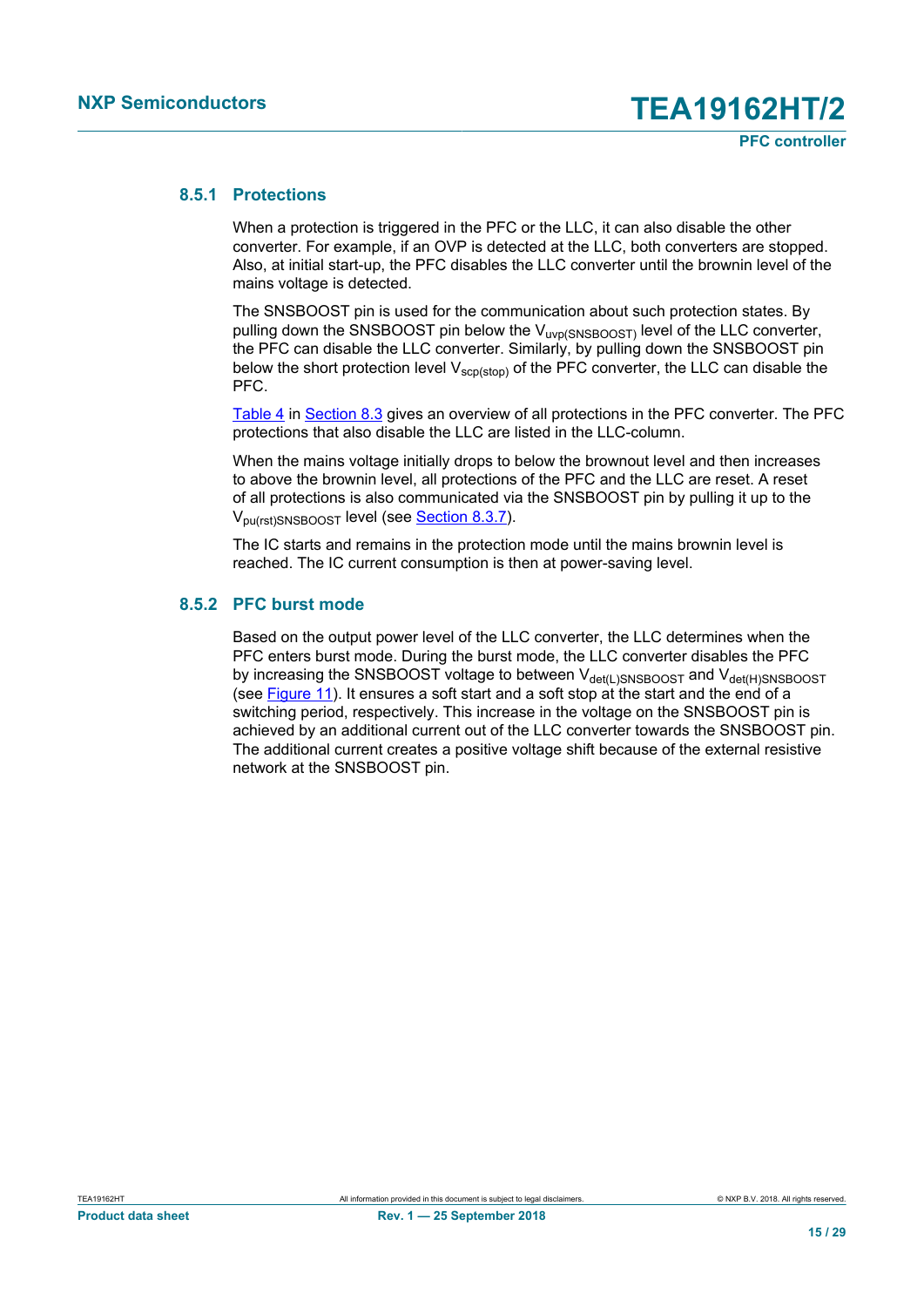### 8.5.1 Protections

When a protection is triggered in the PFC or the LLC, it can also disable the other converter. For example, if an OVP is detected at the LLC, both converters are stopped. Also, at initial start-up, the PFC disables the LLC converter until the brownin level of the mains voltage is detected.

The SNSBOOST pin is used for the communication about such protection states. By pulling down the SNSBOOST pin below the $V_{uvp(SNSBOOST)}$ level of the LLC converter, the PFC can disable the LLC converter. Similarly, by pulling down the SNSBOOST pin below the short protection level $V_{scp(stop)}$ of the PFC converter, the LLC can disable the PFC.

Table 4 in Section 8.3 gives an overview of all protections in the PFC converter. The PFC protections that also disable the LLC are listed in the LLC-column.

When the mains voltage initially drops to below the brownout level and then increases to above the brownin level, all protections of the PFC and the LLC are reset. A reset of all protections is also communicated via the SNSBOOST pin by pulling it up to the $V_{pu(rst)SNSBOOST}$ level (see Section 8.3.7).

The IC starts and remains in the protection mode until the mains brownin level is reached. The IC current consumption is then at power-saving level.

### 8.5.2 PFC burst mode

Based on the output power level of the LLC converter, the LLC determines when the PFC enters burst mode. During the burst mode, the LLC converter disables the PFC by increasing the SNSBOOST voltage to between $V_{det(L)SNSBOOST}$ and $V_{det(H)SNSBOOST}$ (see Figure 11). It ensures a soft start and a soft stop at the start and the end of a switching period, respectively. This increase in the voltage on the SNSBOOST pin is achieved by an additional current out of the LLC converter towards the SNSBOOST pin. The additional current creates a positive voltage shift because of the external resistive network at the SNSBOOST pin.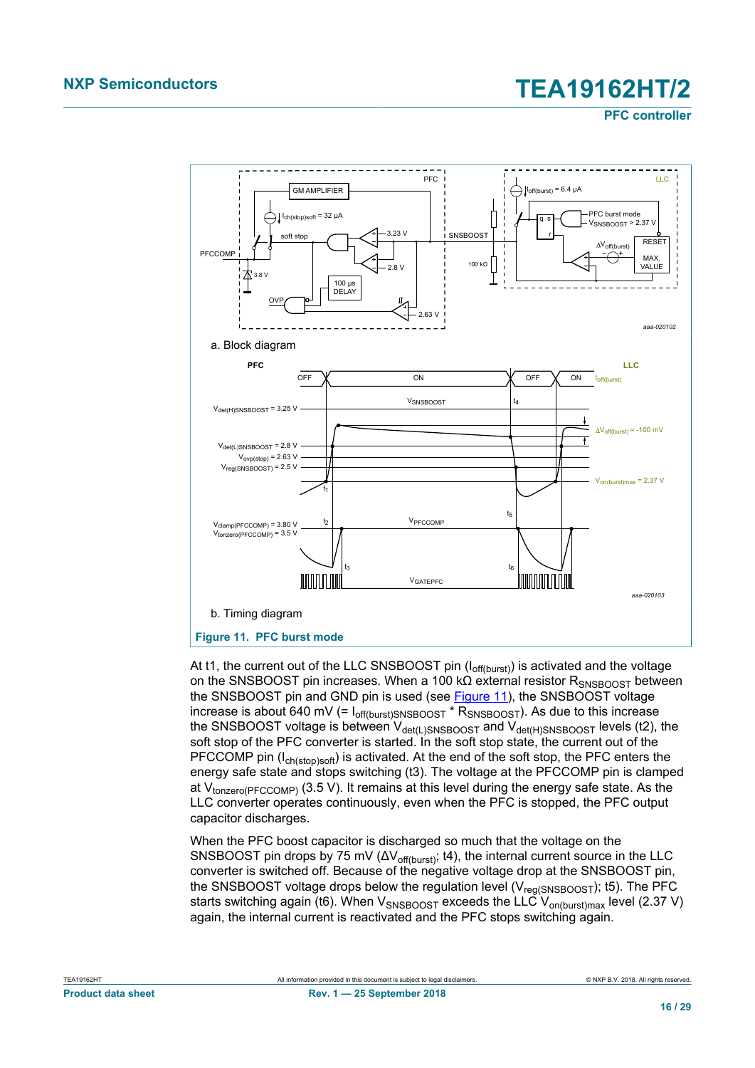a. Block diagram

b. Timing diagram

**Figure 11. PFC burst mode**

At t1, the current out of the LLC SNSBOOST pin ($I_{off(burst)}$) is activated and the voltage on the SNSBOOST pin increases. When a 100 kΩ external resistor $R_{SNSBOOST}$ between the SNSBOOST pin and GND pin is used (see Figure 11), the SNSBOOST voltage increase is about 640 mV (= $I_{off(burst)SNSBOOST}$ * $R_{SNSBOOST}$). As due to this increase the SNSBOOST voltage is between $V_{det(L)SNSBOOST}$ and $V_{det(H)SNSBOOST}$ levels (t2), the soft stop of the PFC converter is started. In the soft stop state, the current out of the PFCCOMP pin ($I_{ch(stop)soft}$) is activated. At the end of the soft stop, the PFC enters the energy safe state and stops switching (t3). The voltage at the PFCCOMP pin is clamped at $V_{tonzero(PFCCOMP)}$ (3.5 V). It remains at this level during the energy safe state. As the LLC converter operates continuously, even when the PFC is stopped, the PFC output capacitor discharges.

When the PFC boost capacitor is discharged so much that the voltage on the SNSBOOST pin drops by 75 mV ($\Delta V_{off(burst)}$; t4), the internal current source in the LLC converter is switched off. Because of the negative voltage drop at the SNSBOOST pin, the SNSBOOST voltage drops below the regulation level ($V_{reg(SNSBOOST)}$; t5). The PFC starts switching again (t6). When $V_{SNSBOOST}$ exceeds the LLC $V_{on(burst)max}$ level (2.37 V) again, the internal current is reactivated and the PFC stops switching again.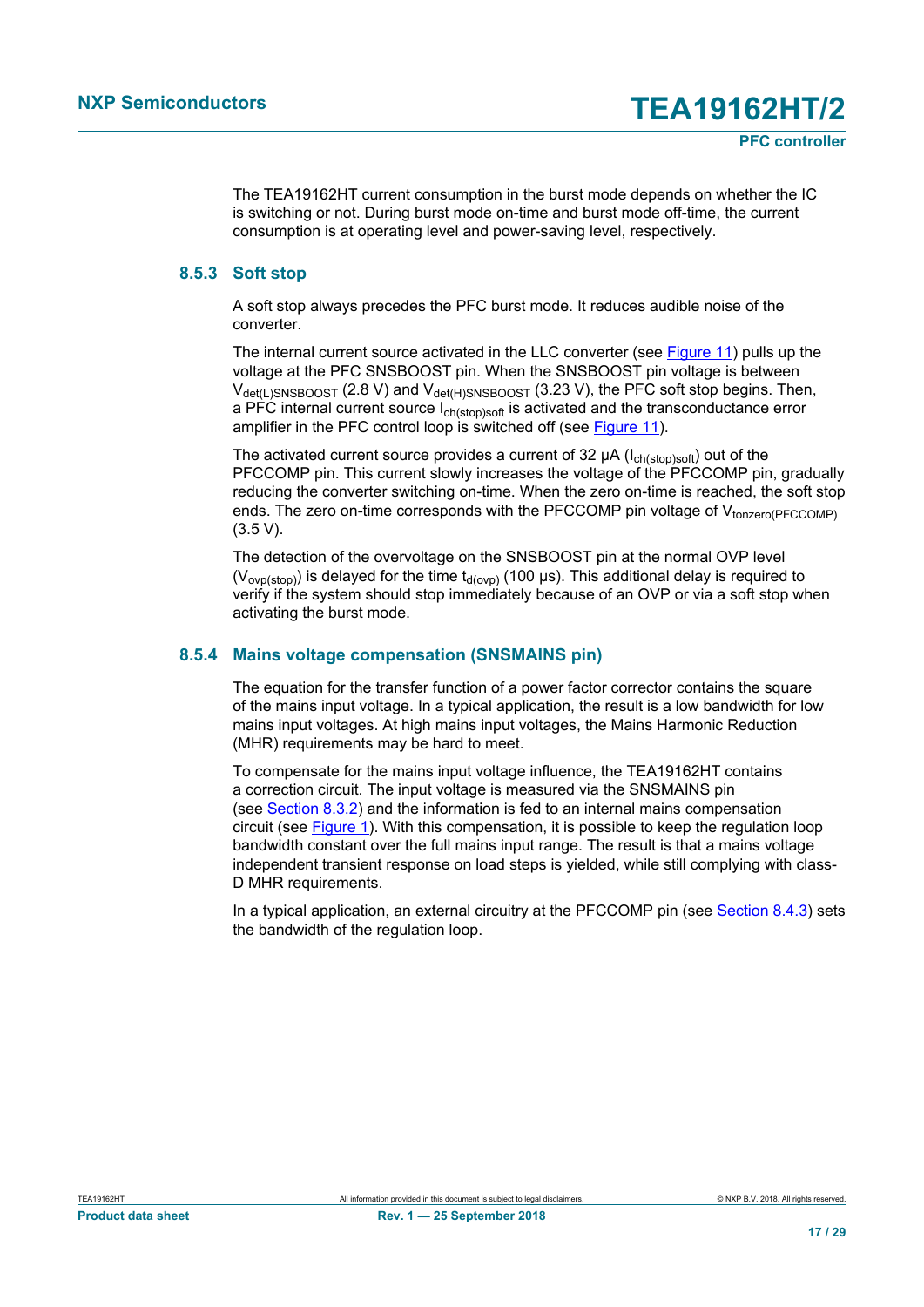The TEA19162HT current consumption in the burst mode depends on whether the IC is switching or not. During burst mode on-time and burst mode off-time, the current consumption is at operating level and power-saving level, respectively.

### 8.5.3 Soft stop

A soft stop always precedes the PFC burst mode. It reduces audible noise of the converter.

The internal current source activated in the LLC converter (see Figure 11) pulls up the voltage at the PFC SNSBOOST pin. When the SNSBOOST pin voltage is between $V_{det(L)SNSBOOST}$ (2.8 V) and $V_{det(H)SNSBOOST}$ (3.23 V), the PFC soft stop begins. Then, a PFC internal current source $I_{ch(stop)soft}$ is activated and the transconductance error amplifier in the PFC control loop is switched off (see Figure 11).

The activated current source provides a current of 32 μA ($I_{ch(stop)soft}$) out of the PFCCOMP pin. This current slowly increases the voltage of the PFCCOMP pin, gradually reducing the converter switching on-time. When the zero on-time is reached, the soft stop ends. The zero on-time corresponds with the PFCCOMP pin voltage of $V_{tonzero(PFCCOMP)}$ (3.5 V).

The detection of the overvoltage on the SNSBOOST pin at the normal OVP level ($V_{ovp(stop)}$) is delayed for the time $t_{d(ovp)}$ (100 μs). This additional delay is required to verify if the system should stop immediately because of an OVP or via a soft stop when activating the burst mode.

### 8.5.4 Mains voltage compensation (SNSMAINS pin)

The equation for the transfer function of a power factor corrector contains the square of the mains input voltage. In a typical application, the result is a low bandwidth for low mains input voltages. At high mains input voltages, the Mains Harmonic Reduction (MHR) requirements may be hard to meet.

To compensate for the mains input voltage influence, the TEA19162HT contains a correction circuit. The input voltage is measured via the SNSMAINS pin (see Section 8.3.2) and the information is fed to an internal mains compensation circuit (see Figure 1). With this compensation, it is possible to keep the regulation loop bandwidth constant over the full mains input range. The result is that a mains voltage independent transient response on load steps is yielded, while still complying with class-D MHR requirements.

In a typical application, an external circuitry at the PFCCOMP pin (see Section 8.4.3) sets the bandwidth of the regulation loop.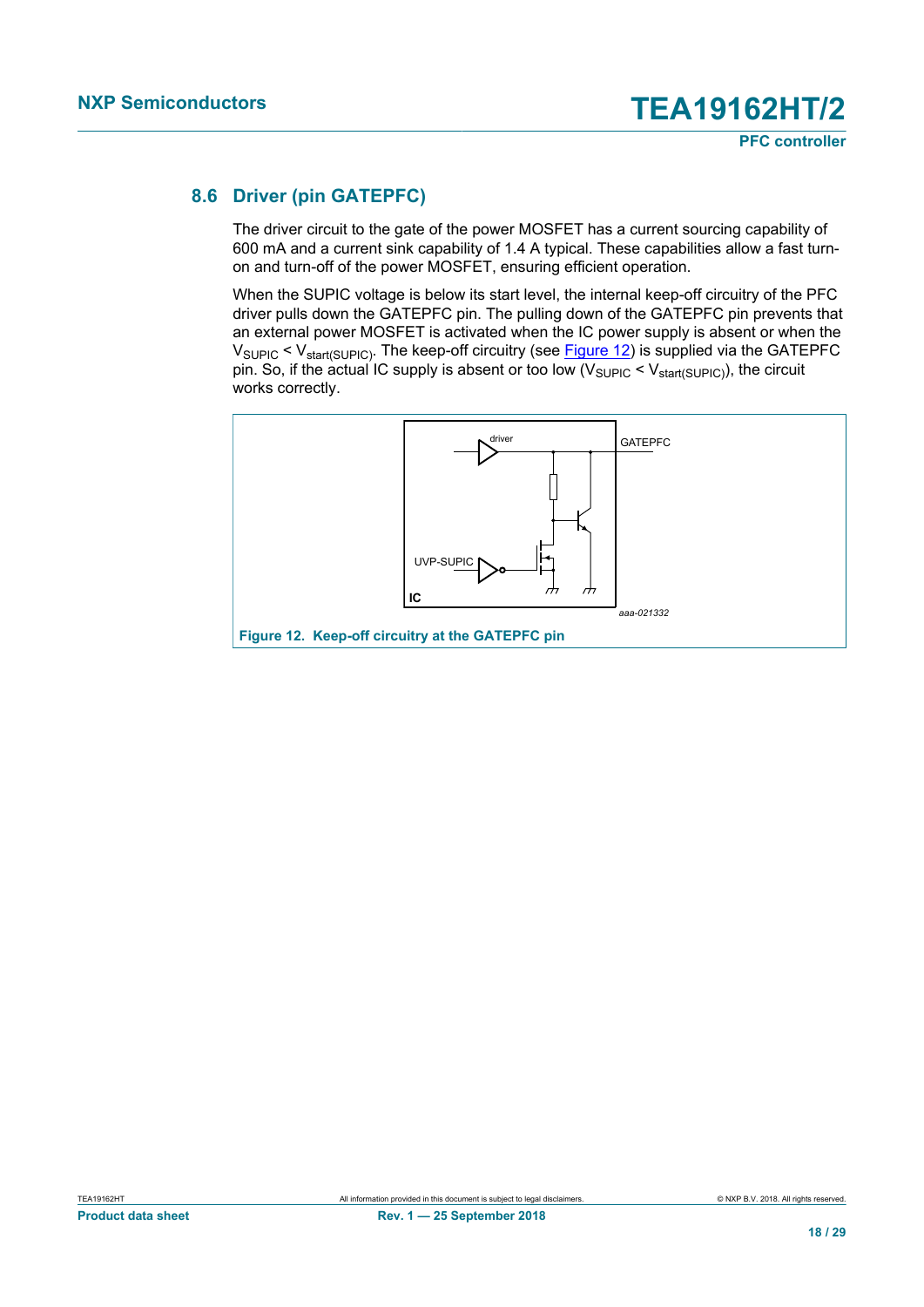## 8.6 Driver (pin GATEPFC)

The driver circuit to the gate of the power MOSFET has a current sourcing capability of 600 mA and a current sink capability of 1.4 A typical. These capabilities allow a fast turn-on and turn-off of the power MOSFET, ensuring efficient operation.

When the SUPIC voltage is below its start level, the internal keep-off circuitry of the PFC driver pulls down the GATEPFC pin. The pulling down of the GATEPFC pin prevents that an external power MOSFET is activated when the IC power supply is absent or when the $V_{SUPIC} < V_{start(SUPIC)}$. The keep-off circuitry (see Figure 12) is supplied via the GATEPFC pin. So, if the actual IC supply is absent or too low ($V_{SUPIC} < V_{start(SUPIC)}$), the circuit works correctly.

Figure 12. Keep-off circuitry at the GATEPFC pin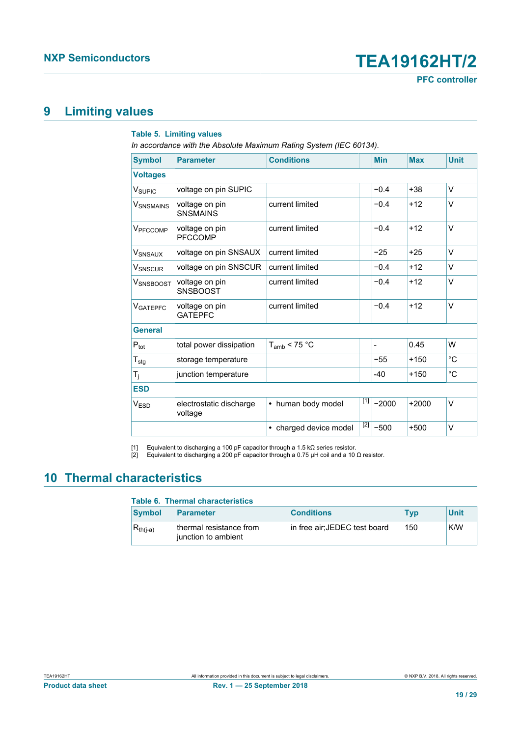# 9 Limiting values

**Table 5. Limiting values**

*In accordance with the Absolute Maximum Rating System (IEC 60134).*

| Symbol | Parameter | Conditions | | Min | Max | Unit |
|---|---|---|---|---|---|---|
| **Voltages** | | | | | | |
| $V_{SUPIC}$ | voltage on pin SUPIC | | | −0.4 | +38 | V |
| $V_{SNSMAINS}$ | voltage on pin SNSMAINS | current limited | | −0.4 | +12 | V |
| $V_{PFCCOMP}$ | voltage on pin PFCCOMP | current limited | | −0.4 | +12 | V |
| $V_{SNSAUX}$ | voltage on pin SNSAUX | current limited | | −25 | +25 | V |
| $V_{SNSCUR}$ | voltage on pin SNSCUR | current limited | | −0.4 | +12 | V |
| $V_{SNSBOOST}$ | voltage on pin SNSBOOST | current limited | | −0.4 | +12 | V |
| $V_{GATEPFC}$ | voltage on pin GATEPFC | current limited | | −0.4 | +12 | V |
| **General** | | | | | | |
| $P_{tot}$ | total power dissipation | $T_{amb}$ < 75 °C | | - | 0.45 | W |
| $T_{stg}$ | storage temperature | | | −55 | +150 | °C |
| $T_j$ | junction temperature | | | -40 | +150 | °C |
| **ESD** | | | | | | |
| $V_{ESD}$ | electrostatic discharge voltage | • human body model | [1] | −2000 | +2000 | V |
| | | • charged device model | [2] | −500 | +500 | V |

[1] Equivalent to discharging a 100 pF capacitor through a 1.5 kΩ series resistor.
[2] Equivalent to discharging a 200 pF capacitor through a 0.75 μH coil and a 10 Ω resistor.

# 10 Thermal characteristics

**Table 6. Thermal characteristics**

| Symbol | Parameter | Conditions | Typ | Unit |
|---|---|---|---|---|
| $R_{th(j-a)}$ | thermal resistance from junction to ambient | in free air;JEDEC test board | 150 | K/W |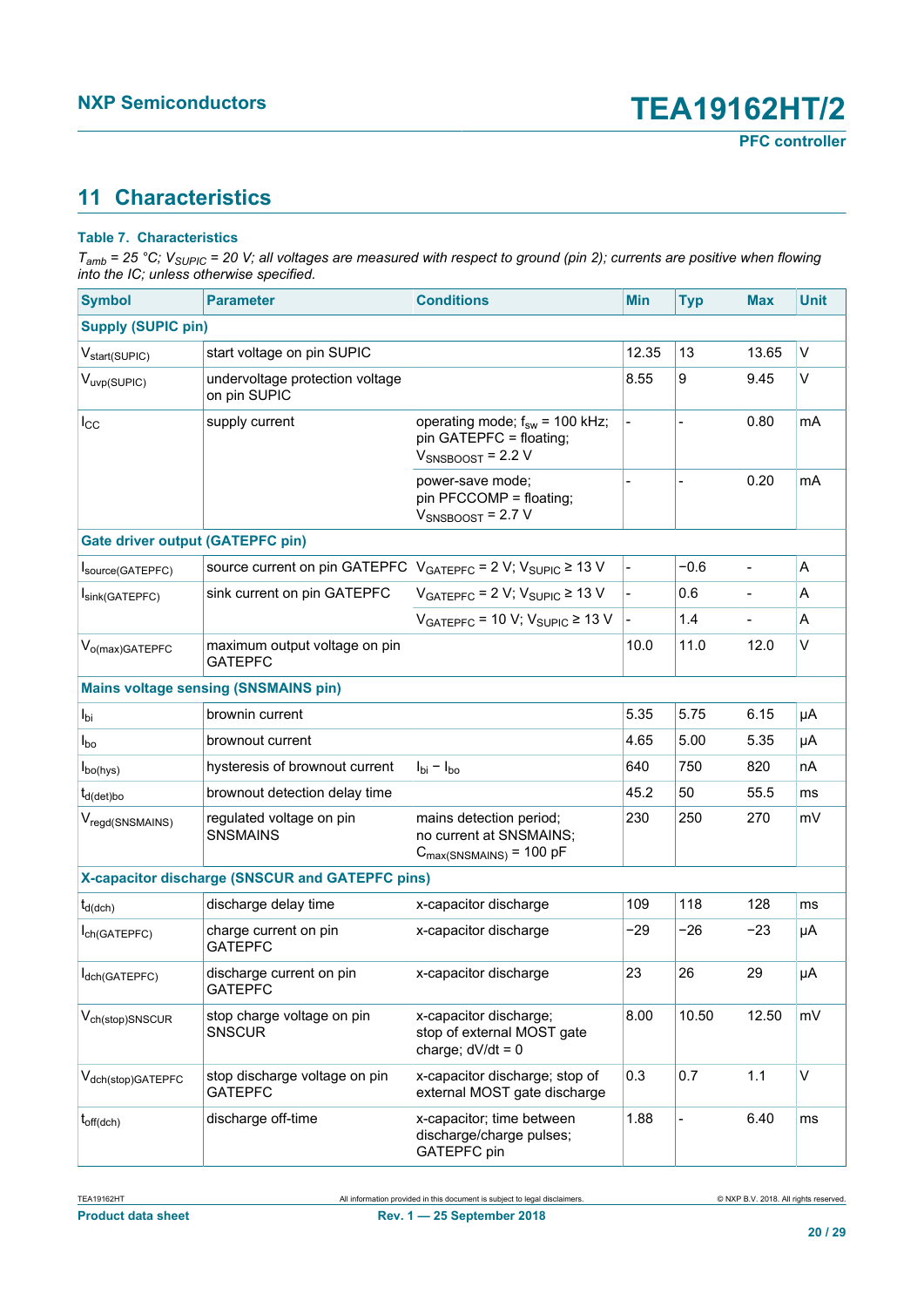## 11 Characteristics

**Table 7. Characteristics**

*$T_{amb}$ = 25 °C; $V_{SUPIC}$ = 20 V; all voltages are measured with respect to ground (pin 2); currents are positive when flowing into the IC; unless otherwise specified.*

| Symbol | Parameter | Conditions | Min | Typ | Max | Unit |
|---|---|---|---|---|---|---|
| **Supply (SUPIC pin)** | | | | | | |
| $V_{start(SUPIC)}$ | start voltage on pin SUPIC | | 12.35 | 13 | 13.65 | V |
| $V_{uvp(SUPIC)}$ | undervoltage protection voltage on pin SUPIC | | 8.55 | 9 | 9.45 | V |
| $I_{CC}$ | supply current | operating mode; $f_{sw}$ = 100 kHz; pin GATEPFC = floating; $V_{SNSBOOST}$ = 2.2 V | - | - | 0.80 | mA |
| | | power-save mode; pin PFCCOMP = floating; $V_{SNSBOOST}$ = 2.7 V | - | - | 0.20 | mA |
| **Gate driver output (GATEPFC pin)** | | | | | | |
| $I_{source(GATEPFC)}$ | source current on pin GATEPFC | $V_{GATEPFC}$ = 2 V; $V_{SUPIC}$ ≥ 13 V | - | −0.6 | - | A |
| $I_{sink(GATEPFC)}$ | sink current on pin GATEPFC | $V_{GATEPFC}$ = 2 V; $V_{SUPIC}$ ≥ 13 V | - | 0.6 | - | A |
| | | $V_{GATEPFC}$ = 10 V; $V_{SUPIC}$ ≥ 13 V | - | 1.4 | - | A |
| $V_{o(max)GATEPFC}$ | maximum output voltage on pin GATEPFC | | 10.0 | 11.0 | 12.0 | V |
| **Mains voltage sensing (SNSMAINS pin)** | | | | | | |
| $I_{bi}$ | brownin current | | 5.35 | 5.75 | 6.15 | μA |
| $I_{bo}$ | brownout current | | 4.65 | 5.00 | 5.35 | μA |
| $I_{bo(hys)}$ | hysteresis of brownout current | $I_{bi} - I_{bo}$ | 640 | 750 | 820 | nA |
| $t_{d(det)bo}$ | brownout detection delay time | | 45.2 | 50 | 55.5 | ms |
| $V_{regd(SNSMAINS)}$ | regulated voltage on pin SNSMAINS | mains detection period; no current at SNSMAINS; $C_{max(SNSMAINS)}$ = 100 pF | 230 | 250 | 270 | mV |
| **X-capacitor discharge (SNSCUR and GATEPFC pins)** | | | | | | |
| $t_{d(dch)}$ | discharge delay time | x-capacitor discharge | 109 | 118 | 128 | ms |
| $I_{ch(GATEPFC)}$ | charge current on pin GATEPFC | x-capacitor discharge | −29 | −26 | −23 | μA |
| $I_{dch(GATEPFC)}$ | discharge current on pin GATEPFC | x-capacitor discharge | 23 | 26 | 29 | μA |
| $V_{ch(stop)SNSCUR}$ | stop charge voltage on pin SNSCUR | x-capacitor discharge; stop of external MOST gate charge; dV/dt = 0 | 8.00 | 10.50 | 12.50 | mV |
| $V_{dch(stop)GATEPFC}$ | stop discharge voltage on pin GATEPFC | x-capacitor discharge; stop of external MOST gate discharge | 0.3 | 0.7 | 1.1 | V |
| $t_{off(dch)}$ | discharge off-time | x-capacitor; time between discharge/charge pulses; GATEPFC pin | 1.88 | - | 6.40 | ms |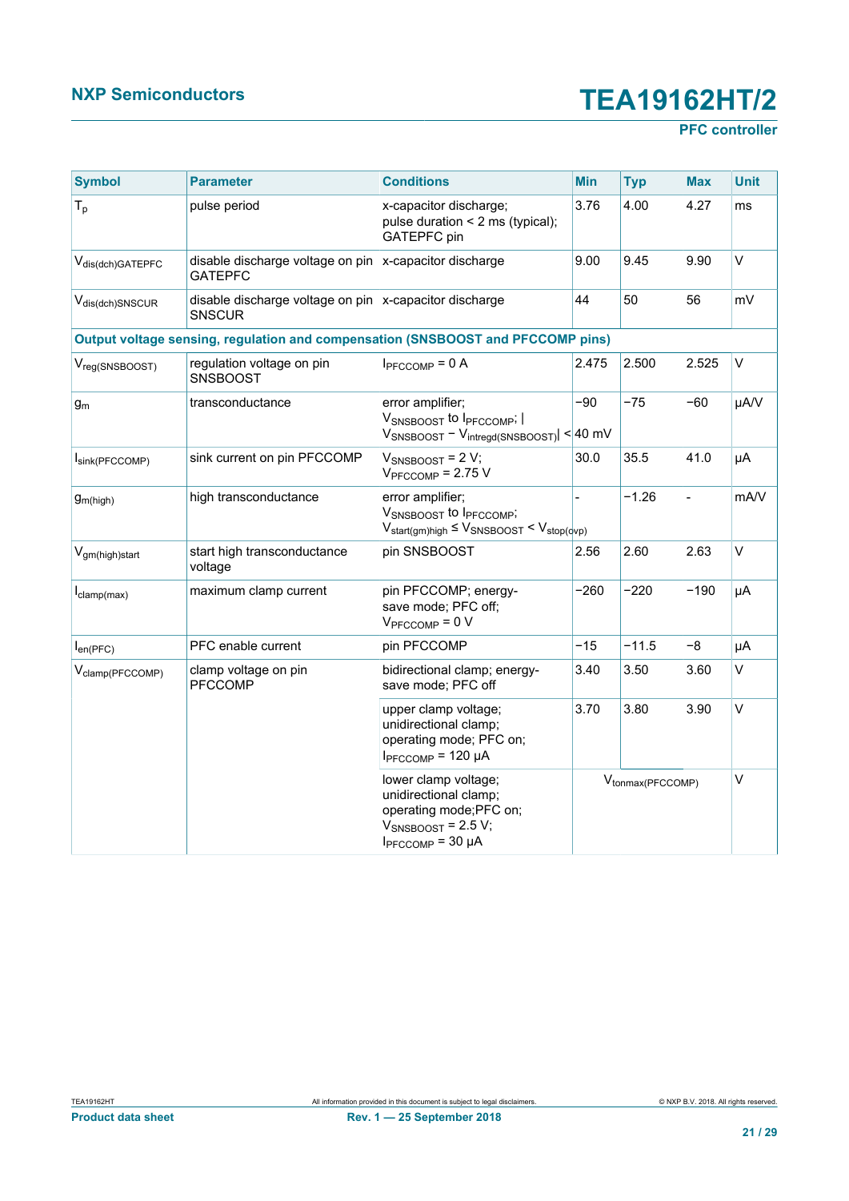| Symbol | Parameter | Conditions | Min | Typ | Max | Unit |
|---|---|---|---|---|---|---|
| $T_p$ | pulse period | x-capacitor discharge; pulse duration < 2 ms (typical); GATEPFC pin | 3.76 | 4.00 | 4.27 | ms |
| $V_{dis(dch)GATEPFC}$ | disable discharge voltage on pin GATEPFC | x-capacitor discharge | 9.00 | 9.45 | 9.90 | V |
| $V_{dis(dch)SNSCUR}$ | disable discharge voltage on pin SNSCUR | x-capacitor discharge | 44 | 50 | 56 | mV |
| **Output voltage sensing, regulation and compensation (SNSBOOST and PFCCOMP pins)** | | | | | | |
| $V_{reg(SNSBOOST)}$ | regulation voltage on pin SNSBOOST | $I_{PFCCOMP}$ = 0 A | 2.475 | 2.500 | 2.525 | V |
| $g_m$ | transconductance | error amplifier; $V_{SNSBOOST}$ to $I_{PFCCOMP}$; $\lvert V_{SNSBOOST} - V_{intregd(SNSBOOST)} \rvert$ < 40 mV | −90 | −75 | −60 | μA/V |
| $I_{sink(PFCCOMP)}$ | sink current on pin PFCCOMP | $V_{SNSBOOST}$ = 2 V; $V_{PFCCOMP}$ = 2.75 V | 30.0 | 35.5 | 41.0 | μA |
| $g_{m(high)}$ | high transconductance | error amplifier; $V_{SNSBOOST}$ to $I_{PFCCOMP}$; $V_{start(gm)high} \leq V_{SNSBOOST} < V_{stop(ovp)}$ | - | −1.26 | - | mA/V |
| $V_{gm(high)start}$ | start high transconductance voltage | pin SNSBOOST | 2.56 | 2.60 | 2.63 | V |
| $I_{clamp(max)}$ | maximum clamp current | pin PFCCOMP; energy-save mode; PFC off; $V_{PFCCOMP}$ = 0 V | −260 | −220 | −190 | μA |
| $I_{en(PFC)}$ | PFC enable current | pin PFCCOMP | −15 | −11.5 | −8 | μA |
| $V_{clamp(PFCCOMP)}$ | clamp voltage on pin PFCCOMP | bidirectional clamp; energy-save mode; PFC off | 3.40 | 3.50 | 3.60 | V |
| | | upper clamp voltage; unidirectional clamp; operating mode; PFC on; $I_{PFCCOMP}$ = 120 μA | 3.70 | 3.80 | 3.90 | V |
| | | lower clamp voltage; unidirectional clamp; operating mode;PFC on; $V_{SNSBOOST}$ = 2.5 V; $I_{PFCCOMP}$ = 30 μA | | $V_{tonmax(PFCCOMP)}$ | | V |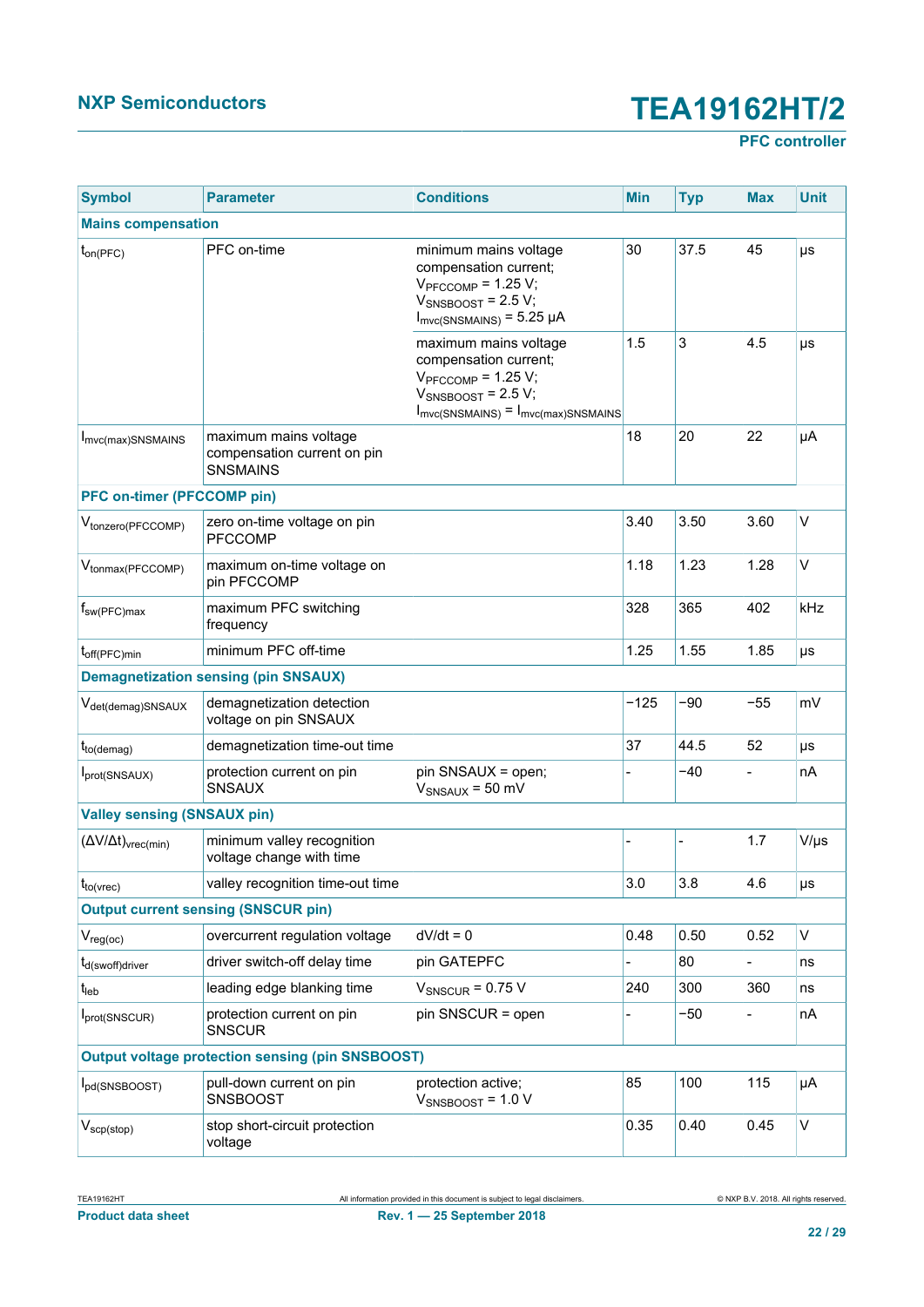| Symbol | Parameter | Conditions | Min | Typ | Max | Unit |
|---|---|---|---|---|---|---|
| **Mains compensation** | | | | | | |
| $t_{on(PFC)}$ | PFC on-time | minimum mains voltage compensation current; $V_{PFCCOMP}$ = 1.25 V; $V_{SNSBOOST}$ = 2.5 V; $I_{mvc(SNSMAINS)}$ = 5.25 μA | 30 | 37.5 | 45 | μs |
| | | maximum mains voltage compensation current; $V_{PFCCOMP}$ = 1.25 V; $V_{SNSBOOST}$ = 2.5 V; $I_{mvc(SNSMAINS)} = I_{mvc(max)SNSMAINS}$ | 1.5 | 3 | 4.5 | μs |
| $I_{mvc(max)SNSMAINS}$ | maximum mains voltage compensation current on pin SNSMAINS | | 18 | 20 | 22 | μA |
| **PFC on-timer (PFCCOMP pin)** | | | | | | |
| $V_{tonzero(PFCCOMP)}$ | zero on-time voltage on pin PFCCOMP | | 3.40 | 3.50 | 3.60 | V |
| $V_{tonmax(PFCCOMP)}$ | maximum on-time voltage on pin PFCCOMP | | 1.18 | 1.23 | 1.28 | V |
| $f_{sw(PFC)max}$ | maximum PFC switching frequency | | 328 | 365 | 402 | kHz |
| $t_{off(PFC)min}$ | minimum PFC off-time | | 1.25 | 1.55 | 1.85 | μs |
| **Demagnetization sensing (pin SNSAUX)** | | | | | | |
| $V_{det(demag)SNSAUX}$ | demagnetization detection voltage on pin SNSAUX | | −125 | −90 | −55 | mV |
| $t_{to(demag)}$ | demagnetization time-out time | | 37 | 44.5 | 52 | μs |
| $I_{prot(SNSAUX)}$ | protection current on pin SNSAUX | pin SNSAUX = open; $V_{SNSAUX}$ = 50 mV | - | −40 | - | nA |
| **Valley sensing (SNSAUX pin)** | | | | | | |
| $(\Delta V/\Delta t)_{vrec(min)}$ | minimum valley recognition voltage change with time | | - | - | 1.7 | V/μs |
| $t_{to(vrec)}$ | valley recognition time-out time | | 3.0 | 3.8 | 4.6 | μs |
| **Output current sensing (SNSCUR pin)** | | | | | | |
| $V_{reg(oc)}$ | overcurrent regulation voltage | dV/dt = 0 | 0.48 | 0.50 | 0.52 | V |
| $t_{d(swoff)driver}$ | driver switch-off delay time | pin GATEPFC | - | 80 | - | ns |
| $t_{leb}$ | leading edge blanking time | $V_{SNSCUR}$ = 0.75 V | 240 | 300 | 360 | ns |
| $I_{prot(SNSCUR)}$ | protection current on pin SNSCUR | pin SNSCUR = open | - | −50 | - | nA |
| **Output voltage protection sensing (pin SNSBOOST)** | | | | | | |
| $I_{pd(SNSBOOST)}$ | pull-down current on pin SNSBOOST | protection active; $V_{SNSBOOST}$ = 1.0 V | 85 | 100 | 115 | μA |
| $V_{scp(stop)}$ | stop short-circuit protection voltage | | 0.35 | 0.40 | 0.45 | V |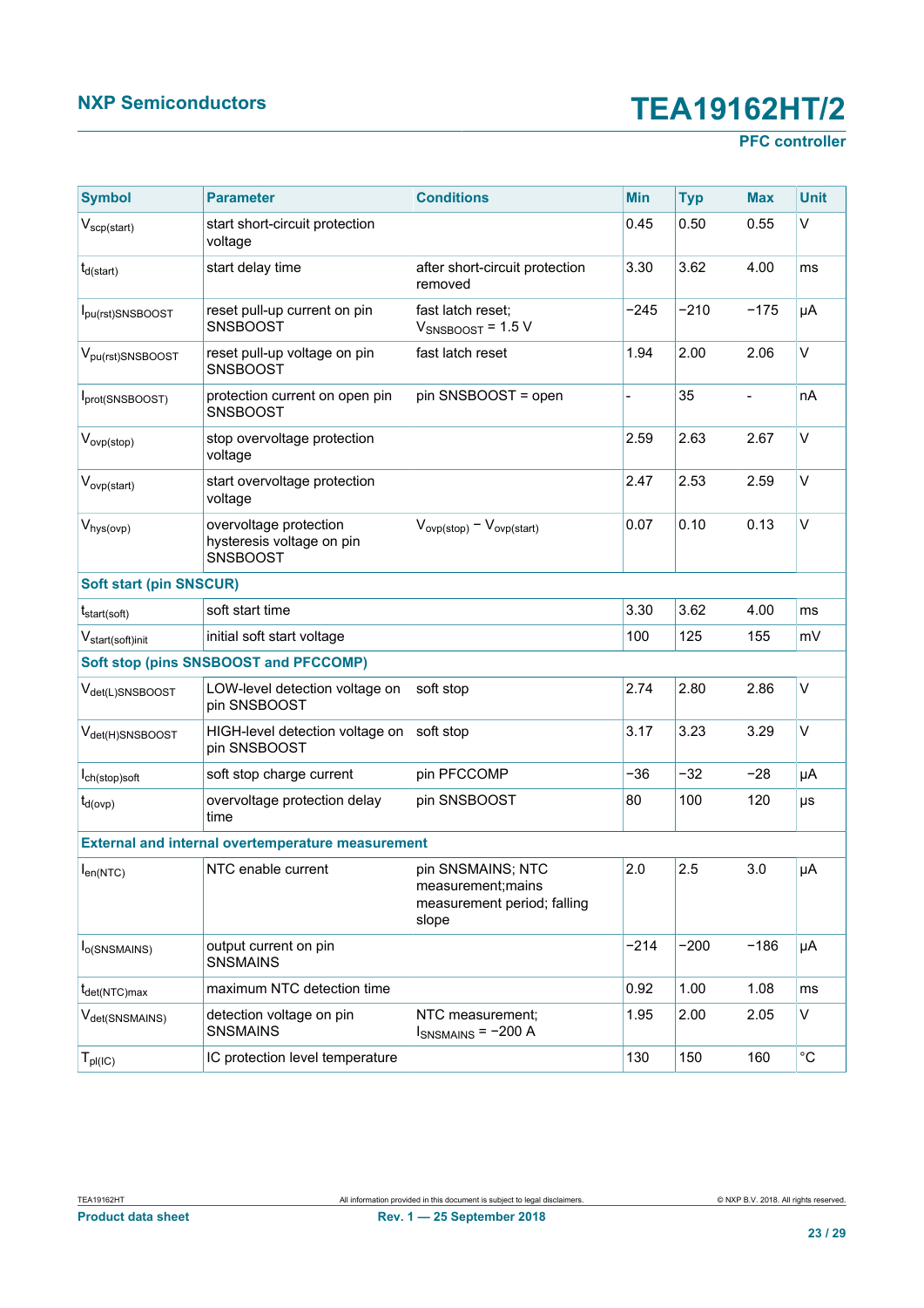| Symbol | Parameter | Conditions | Min | Typ | Max | Unit |
|---|---|---|---|---|---|---|
| $V_{scp(start)}$ | start short-circuit protection voltage | | 0.45 | 0.50 | 0.55 | V |
| $t_{d(start)}$ | start delay time | after short-circuit protection removed | 3.30 | 3.62 | 4.00 | ms |
| $I_{pu(rst)SNSBOOST}$ | reset pull-up current on pin SNSBOOST | fast latch reset; $V_{SNSBOOST}$ = 1.5 V | −245 | −210 | −175 | μA |
| $V_{pu(rst)SNSBOOST}$ | reset pull-up voltage on pin SNSBOOST | fast latch reset | 1.94 | 2.00 | 2.06 | V |
| $I_{prot(SNSBOOST)}$ | protection current on open pin SNSBOOST | pin SNSBOOST = open | - | 35 | - | nA |
| $V_{ovp(stop)}$ | stop overvoltage protection voltage | | 2.59 | 2.63 | 2.67 | V |
| $V_{ovp(start)}$ | start overvoltage protection voltage | | 2.47 | 2.53 | 2.59 | V |
| $V_{hys(ovp)}$ | overvoltage protection hysteresis voltage on pin SNSBOOST | $V_{ovp(stop)} - V_{ovp(start)}$ | 0.07 | 0.10 | 0.13 | V |
| **Soft start (pin SNSCUR)** | | | | | | |
| $t_{start(soft)}$ | soft start time | | 3.30 | 3.62 | 4.00 | ms |
| $V_{start(soft)init}$ | initial soft start voltage | | 100 | 125 | 155 | mV |
| **Soft stop (pins SNSBOOST and PFCCOMP)** | | | | | | |
| $V_{det(L)SNSBOOST}$ | LOW-level detection voltage on pin SNSBOOST | soft stop | 2.74 | 2.80 | 2.86 | V |
| $V_{det(H)SNSBOOST}$ | HIGH-level detection voltage on pin SNSBOOST | soft stop | 3.17 | 3.23 | 3.29 | V |
| $I_{ch(stop)soft}$ | soft stop charge current | pin PFCCOMP | −36 | −32 | −28 | μA |
| $t_{d(ovp)}$ | overvoltage protection delay time | pin SNSBOOST | 80 | 100 | 120 | μs |
| **External and internal overtemperature measurement** | | | | | | |
| $I_{en(NTC)}$ | NTC enable current | pin SNSMAINS; NTC measurement;mains measurement period; falling slope | 2.0 | 2.5 | 3.0 | μA |
| $I_{o(SNSMAINS)}$ | output current on pin SNSMAINS | | −214 | −200 | −186 | μA |
| $t_{det(NTC)max}$ | maximum NTC detection time | | 0.92 | 1.00 | 1.08 | ms |
| $V_{det(SNSMAINS)}$ | detection voltage on pin SNSMAINS | NTC measurement; $I_{SNSMAINS}$ = −200 A | 1.95 | 2.00 | 2.05 | V |
| $T_{pl(IC)}$ | IC protection level temperature | | 130 | 150 | 160 | °C |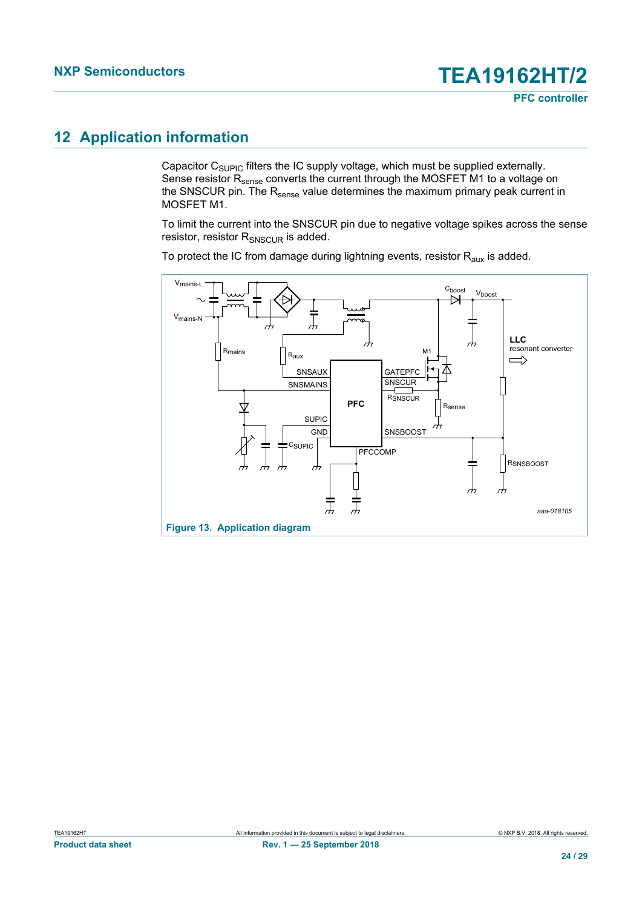## 12 Application information

Capacitor $C_{SUPIC}$ filters the IC supply voltage, which must be supplied externally. Sense resistor $R_{sense}$ converts the current through the MOSFET M1 to a voltage on the SNSCUR pin. The $R_{sense}$ value determines the maximum primary peak current in MOSFET M1.

To limit the current into the SNSCUR pin due to negative voltage spikes across the sense resistor, resistor $R_{SNSCUR}$ is added.

To protect the IC from damage during lightning events, resistor $R_{aux}$ is added.

Figure 13. Application diagram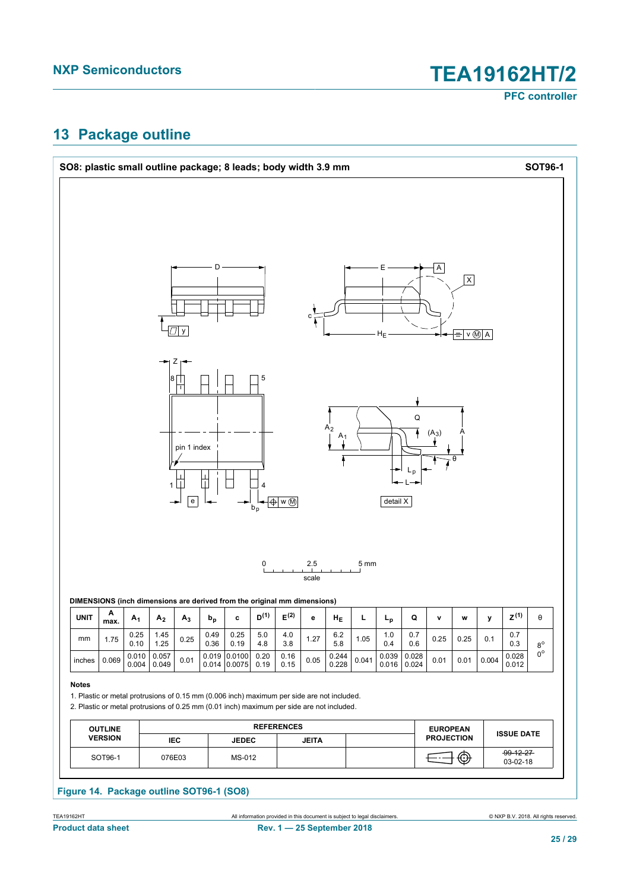## 13 Package outline

**SO8: plastic small outline package; 8 leads; body width 3.9 mm** **SOT96-1**

**DIMENSIONS (inch dimensions are derived from the original mm dimensions)**

| UNIT | A max. | $A_1$ | $A_2$ | $A_3$ | $b_p$ | c | D(1) | E(2) | e | $H_E$ | L | $L_p$ | Q | v | w | y | Z(1) | θ |
|---|---|---|---|---|---|---|---|---|---|---|---|---|---|---|---|---|---|---|
| mm | 1.75 | 0.25<br>0.10 | 1.45<br>1.25 | 0.25 | 0.49<br>0.36 | 0.25<br>0.19 | 5.0<br>4.8 | 4.0<br>3.8 | 1.27 | 6.2<br>5.8 | 1.05 | 1.0<br>0.4 | 0.7<br>0.6 | 0.25 | 0.25 | 0.1 | 0.7<br>0.3 | 8°<br>0° |
| inches | 0.069 | 0.010<br>0.004 | 0.057<br>0.049 | 0.01 | 0.019<br>0.014 | 0.0100<br>0.0075 | 0.20<br>0.19 | 0.16<br>0.15 | 0.05 | 0.244<br>0.228 | 0.041 | 0.039<br>0.016 | 0.028<br>0.024 | 0.01 | 0.01 | 0.004 | 0.028<br>0.012 | |

**Notes**

1. Plastic or metal protrusions of 0.15 mm (0.006 inch) maximum per side are not included.
2. Plastic or metal protrusions of 0.25 mm (0.01 inch) maximum per side are not included.

| OUTLINE VERSION | REFERENCES | | | | EUROPEAN PROJECTION | ISSUE DATE |
|---|---|---|---|---|---|---|
| | IEC | JEDEC | JEITA | | | |
| SOT96-1 | 076E03 | MS-012 | | | | ~~99-12-27~~<br>03-02-18 |

**Figure 14. Package outline SOT96-1 (SO8)**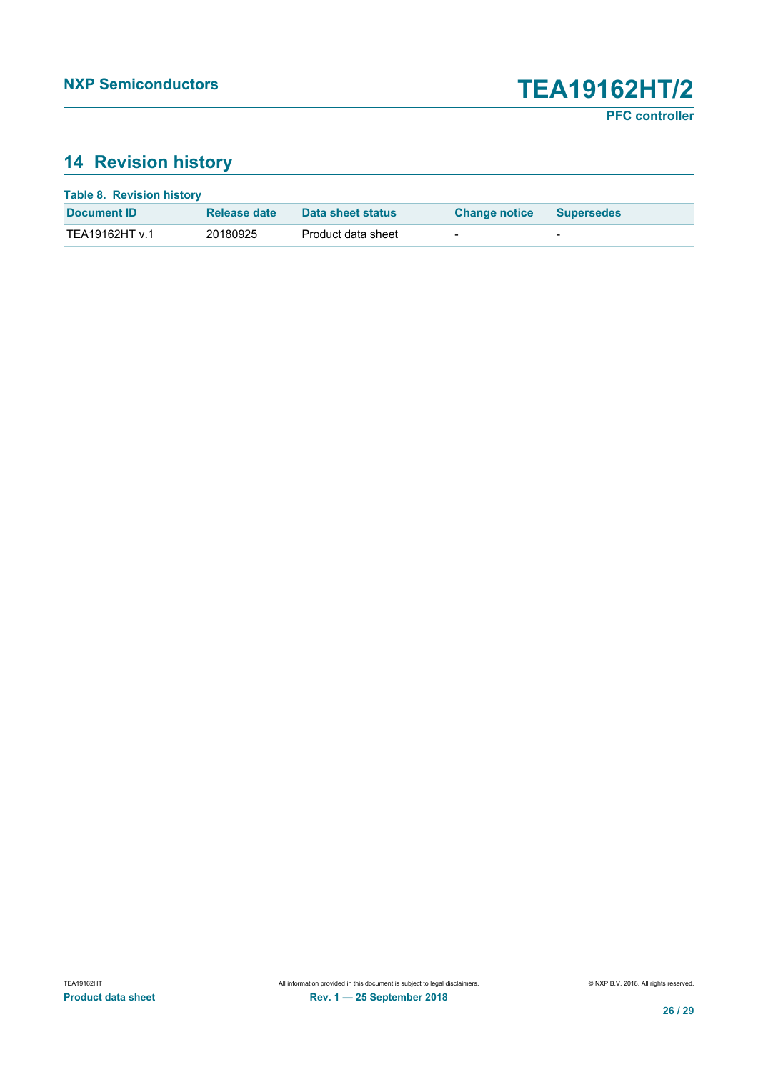## 14 Revision history

**Table 8. Revision history**

| Document ID | Release date | Data sheet status | Change notice | Supersedes |
|---|---|---|---|---|
| TEA19162HT v.1 | 20180925 | Product data sheet | - | - |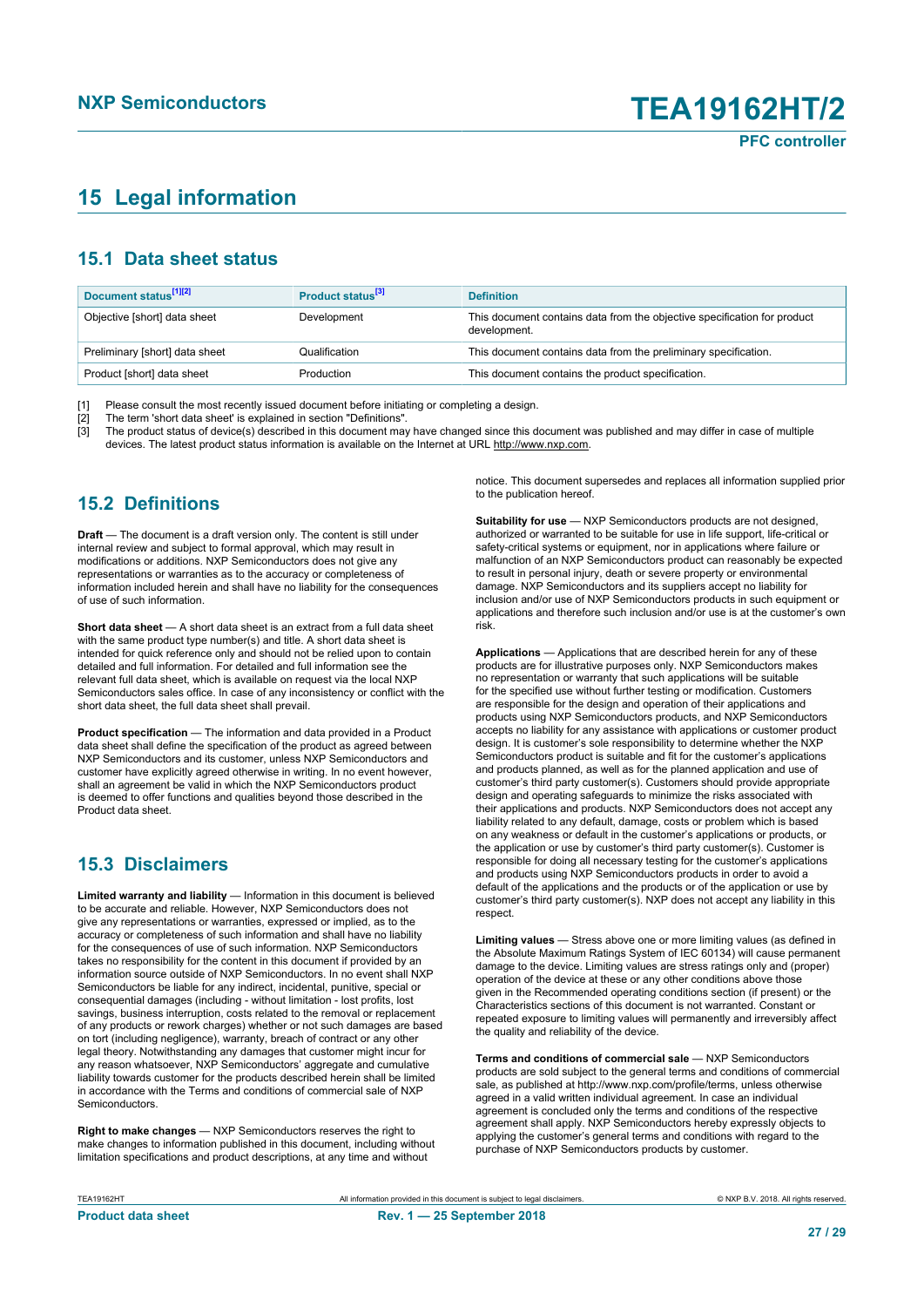# 15 Legal information

## 15.1 Data sheet status

| Document status[1][2] | Product status[3] | Definition |
|---|---|---|
| Objective [short] data sheet | Development | This document contains data from the objective specification for product development. |
| Preliminary [short] data sheet | Qualification | This document contains data from the preliminary specification. |
| Product [short] data sheet | Production | This document contains the product specification. |

[1] Please consult the most recently issued document before initiating or completing a design.
[2] The term 'short data sheet' is explained in section "Definitions".
[3] The product status of device(s) described in this document may have changed since this document was published and may differ in case of multiple devices. The latest product status information is available on the Internet at URL http://www.nxp.com.

## 15.2 Definitions

**Draft** — The document is a draft version only. The content is still under internal review and subject to formal approval, which may result in modifications or additions. NXP Semiconductors does not give any representations or warranties as to the accuracy or completeness of information included herein and shall have no liability for the consequences of use of such information.

**Short data sheet** — A short data sheet is an extract from a full data sheet with the same product type number(s) and title. A short data sheet is intended for quick reference only and should not be relied upon to contain detailed and full information. For detailed and full information see the relevant full data sheet, which is available on request via the local NXP Semiconductors sales office. In case of any inconsistency or conflict with the short data sheet, the full data sheet shall prevail.

**Product specification** — The information and data provided in a Product data sheet shall define the specification of the product as agreed between NXP Semiconductors and its customer, unless NXP Semiconductors and customer have explicitly agreed otherwise in writing. In no event however, shall an agreement be valid in which the NXP Semiconductors product is deemed to offer functions and qualities beyond those described in the Product data sheet.

## 15.3 Disclaimers

**Limited warranty and liability** — Information in this document is believed to be accurate and reliable. However, NXP Semiconductors does not give any representations or warranties, expressed or implied, as to the accuracy or completeness of such information and shall have no liability for the consequences of use of such information. NXP Semiconductors takes no responsibility for the content in this document if provided by an information source outside of NXP Semiconductors. In no event shall NXP Semiconductors be liable for any indirect, incidental, punitive, special or consequential damages (including - without limitation - lost profits, lost savings, business interruption, costs related to the removal or replacement of any products or rework charges) whether or not such damages are based on tort (including negligence), warranty, breach of contract or any other legal theory. Notwithstanding any damages that customer might incur for any reason whatsoever, NXP Semiconductors' aggregate and cumulative liability towards customer for the products described herein shall be limited in accordance with the Terms and conditions of commercial sale of NXP Semiconductors.

**Right to make changes** — NXP Semiconductors reserves the right to make changes to information published in this document, including without limitation specifications and product descriptions, at any time and without notice. This document supersedes and replaces all information supplied prior to the publication hereof.

**Suitability for use** — NXP Semiconductors products are not designed, authorized or warranted to be suitable for use in life support, life-critical or safety-critical systems or equipment, nor in applications where failure or malfunction of an NXP Semiconductors product can reasonably be expected to result in personal injury, death or severe property or environmental damage. NXP Semiconductors and its suppliers accept no liability for inclusion and/or use of NXP Semiconductors products in such equipment or applications and therefore such inclusion and/or use is at the customer's own risk.

**Applications** — Applications that are described herein for any of these products are for illustrative purposes only. NXP Semiconductors makes no representation or warranty that such applications will be suitable for the specified use without further testing or modification. Customers are responsible for the design and operation of their applications and products using NXP Semiconductors products, and NXP Semiconductors accepts no liability for any assistance with applications or customer product design. It is customer's sole responsibility to determine whether the NXP Semiconductors product is suitable and fit for the customer's applications and products planned, as well as for the planned application and use of customer's third party customer(s). Customers should provide appropriate design and operating safeguards to minimize the risks associated with their applications and products. NXP Semiconductors does not accept any liability related to any default, damage, costs or problem which is based on any weakness or default in the customer's applications or products, or the application or use by customer's third party customer(s). Customer is responsible for doing all necessary testing for the customer's applications and products using NXP Semiconductors products in order to avoid a default of the applications and the products or of the application or use by customer's third party customer(s). NXP does not accept any liability in this respect.

**Limiting values** — Stress above one or more limiting values (as defined in the Absolute Maximum Ratings System of IEC 60134) will cause permanent damage to the device. Limiting values are stress ratings only and (proper) operation of the device at these or any other conditions above those given in the Recommended operating conditions section (if present) or the Characteristics sections of this document is not warranted. Constant or repeated exposure to limiting values will permanently and irreversibly affect the quality and reliability of the device.

**Terms and conditions of commercial sale** — NXP Semiconductors products are sold subject to the general terms and conditions of commercial sale, as published at http://www.nxp.com/profile/terms, unless otherwise agreed in a valid written individual agreement. In case an individual agreement is concluded only the terms and conditions of the respective agreement shall apply. NXP Semiconductors hereby expressly objects to applying the customer's general terms and conditions with regard to the purchase of NXP Semiconductors products by customer.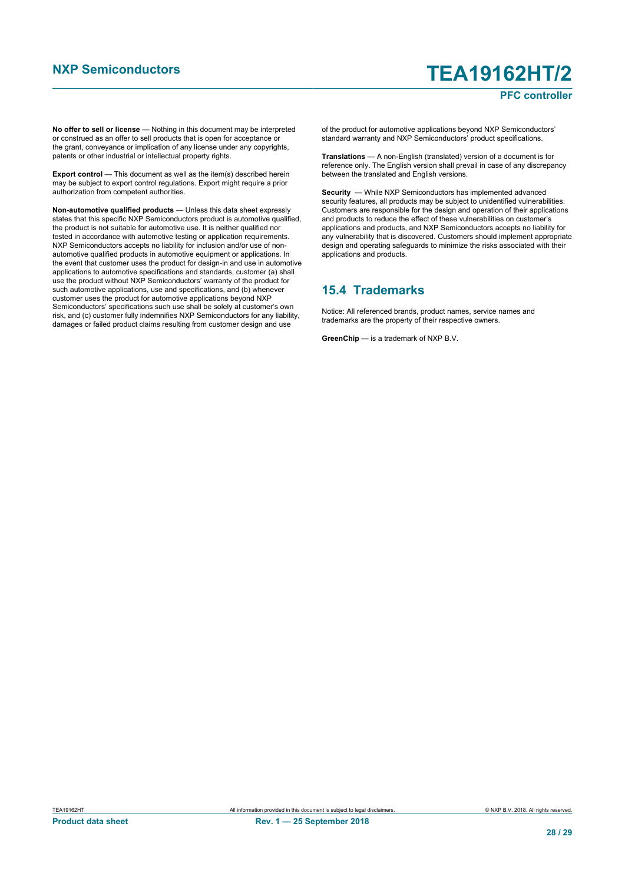**No offer to sell or license** — Nothing in this document may be interpreted or construed as an offer to sell products that is open for acceptance or the grant, conveyance or implication of any license under any copyrights, patents or other industrial or intellectual property rights.

**Export control** — This document as well as the item(s) described herein may be subject to export control regulations. Export might require a prior authorization from competent authorities.

**Non-automotive qualified products** — Unless this data sheet expressly states that this specific NXP Semiconductors product is automotive qualified, the product is not suitable for automotive use. It is neither qualified nor tested in accordance with automotive testing or application requirements. NXP Semiconductors accepts no liability for inclusion and/or use of non-automotive qualified products in automotive equipment or applications. In the event that customer uses the product for design-in and use in automotive applications to automotive specifications and standards, customer (a) shall use the product without NXP Semiconductors' warranty of the product for such automotive applications, use and specifications, and (b) whenever customer uses the product for automotive applications beyond NXP Semiconductors' specifications such use shall be solely at customer's own risk, and (c) customer fully indemnifies NXP Semiconductors for any liability, damages or failed product claims resulting from customer design and use of the product for automotive applications beyond NXP Semiconductors' standard warranty and NXP Semiconductors' product specifications.

**Translations** — A non-English (translated) version of a document is for reference only. The English version shall prevail in case of any discrepancy between the translated and English versions.

**Security** — While NXP Semiconductors has implemented advanced security features, all products may be subject to unidentified vulnerabilities. Customers are responsible for the design and operation of their applications and products to reduce the effect of these vulnerabilities on customer's applications and products, and NXP Semiconductors accepts no liability for any vulnerability that is discovered. Customers should implement appropriate design and operating safeguards to minimize the risks associated with their applications and products.

## 15.4 Trademarks

Notice: All referenced brands, product names, service names and trademarks are the property of their respective owners.

**GreenChip** — is a trademark of NXP B.V.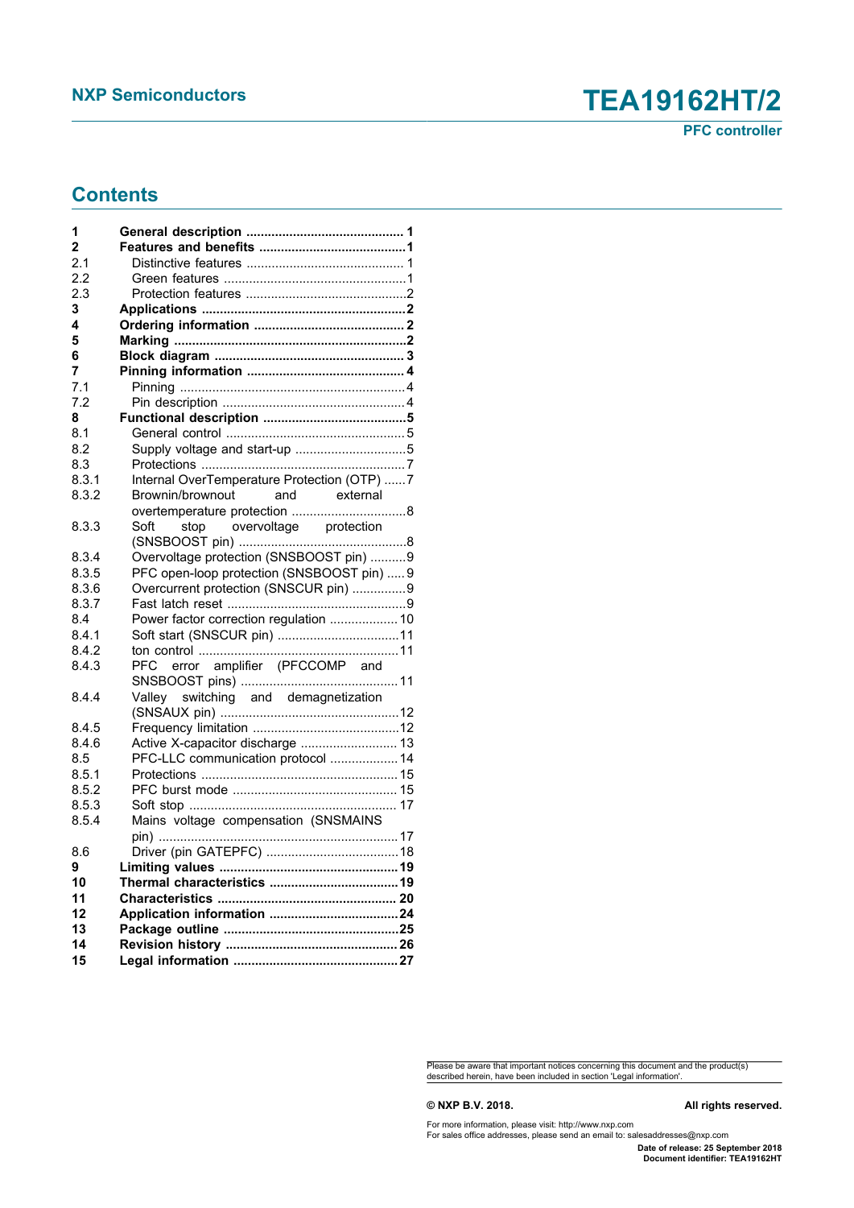## Contents

| | | |
|---|---|---|
| **1** | **General description** | **1** |
| **2** | **Features and benefits** | **1** |
| 2.1 | Distinctive features | 1 |
| 2.2 | Green features | 1 |
| 2.3 | Protection features | 2 |
| **3** | **Applications** | **2** |
| **4** | **Ordering information** | **2** |
| **5** | **Marking** | **2** |
| **6** | **Block diagram** | **3** |
| **7** | **Pinning information** | **4** |
| 7.1 | Pinning | 4 |
| 7.2 | Pin description | 4 |
| **8** | **Functional description** | **5** |
| 8.1 | General control | 5 |
| 8.2 | Supply voltage and start-up | 5 |
| 8.3 | Protections | 7 |
| 8.3.1 | Internal OverTemperature Protection (OTP) | 7 |
| 8.3.2 | Brownin/brownout and external overtemperature protection | 8 |
| 8.3.3 | Soft stop overvoltage protection (SNSBOOST pin) | 8 |
| 8.3.4 | Overvoltage protection (SNSBOOST pin) | 9 |
| 8.3.5 | PFC open-loop protection (SNSBOOST pin) | 9 |
| 8.3.6 | Overcurrent protection (SNSCUR pin) | 9 |
| 8.3.7 | Fast latch reset | 9 |
| 8.4 | Power factor correction regulation | 10 |
| 8.4.1 | Soft start (SNSCUR pin) | 11 |
| 8.4.2 | ton control | 11 |
| 8.4.3 | PFC error amplifier (PFCCOMP and SNSBOOST pins) | 11 |
| 8.4.4 | Valley switching and demagnetization (SNSAUX pin) | 12 |
| 8.4.5 | Frequency limitation | 12 |
| 8.4.6 | Active X-capacitor discharge | 13 |
| 8.5 | PFC-LLC communication protocol | 14 |
| 8.5.1 | Protections | 15 |
| 8.5.2 | PFC burst mode | 15 |
| 8.5.3 | Soft stop | 17 |
| 8.5.4 | Mains voltage compensation (SNSMAINS pin) | 17 |
| 8.6 | Driver (pin GATEPFC) | 18 |
| **9** | **Limiting values** | **19** |
| **10** | **Thermal characteristics** | **19** |
| **11** | **Characteristics** | **20** |
| **12** | **Application information** | **24** |
| **13** | **Package outline** | **25** |
| **14** | **Revision history** | **26** |
| **15** | **Legal information** | **27** |

Please be aware that important notices concerning this document and the product(s) described herein, have been included in section 'Legal information'.

**© NXP B.V. 2018.** **All rights reserved.**

For more information, please visit: http://www.nxp.com
For sales office addresses, please send an email to: salesaddresses@nxp.com

**Date of release: 25 September 2018**
**Document identifier: TEA19162HT**